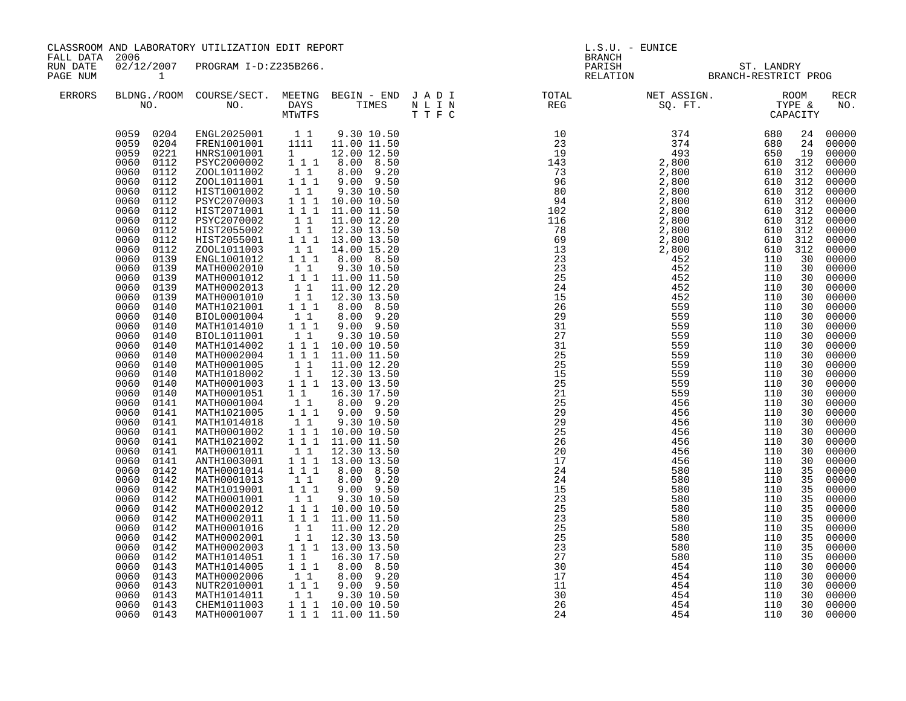CLASSROOM AND LABORATORY UTILIZATION EDIT REPORT
FALL DATA 2006
RUN DATE 02/12/2007 PROGRAM I-D:Z235B266.
PAGE NUM 1

L.S.U. - EUNICE
BRANCH
PARISH ST. LANDRY
RELATION BRANCH-RESTRICT PROG

| ERRORS | BLDNG./ROOM NO. | COURSE/SECT. NO. | MEETNG DAYS MTWTFS | BEGIN - END TIMES | J A D I N L I N T T F C | TOTAL REG | NET ASSIGN. SQ. FT. | ROOM TYPE & CAPACITY | | RECR NO. |
|---|---|---|---|---|---|---|---|---|---|---|
| | 0059 0204 | ENGL2025001 | 1 1 | 9.30 10.50 | | 10 | 374 | 680 | 24 | 00000 |
| | 0059 0204 | FREN1001001 | 1111 | 11.00 11.50 | | 23 | 374 | 680 | 24 | 00000 |
| | 0059 0221 | HNRS1001001 | 1 | 12.00 12.50 | | 19 | 493 | 650 | 19 | 00000 |
| | 0060 0112 | PSYC2000002 | 1 1 1 | 8.00 8.50 | | 143 | 2,800 | 610 | 312 | 00000 |
| | 0060 0112 | ZOOL1011002 | 1 1 | 8.00 9.20 | | 73 | 2,800 | 610 | 312 | 00000 |
| | 0060 0112 | ZOOL1011001 | 1 1 1 | 9.00 9.50 | | 96 | 2,800 | 610 | 312 | 00000 |
| | 0060 0112 | HIST1001002 | 1 1 | 9.30 10.50 | | 80 | 2,800 | 610 | 312 | 00000 |
| | 0060 0112 | PSYC2070003 | 1 1 1 | 10.00 10.50 | | 94 | 2,800 | 610 | 312 | 00000 |
| | 0060 0112 | HIST2071001 | 1 1 1 | 11.00 11.50 | | 102 | 2,800 | 610 | 312 | 00000 |
| | 0060 0112 | PSYC2070002 | 1 1 | 11.00 12.20 | | 116 | 2,800 | 610 | 312 | 00000 |
| | 0060 0112 | HIST2055002 | 1 1 | 12.30 13.50 | | 78 | 2,800 | 610 | 312 | 00000 |
| | 0060 0112 | HIST2055001 | 1 1 1 | 13.00 13.50 | | 69 | 2,800 | 610 | 312 | 00000 |
| | 0060 0112 | ZOOL1011003 | 1 1 | 14.00 15.20 | | 13 | 2,800 | 610 | 312 | 00000 |
| | 0060 0139 | ENGL1001012 | 1 1 1 | 8.00 8.50 | | 23 | 452 | 110 | 30 | 00000 |
| | 0060 0139 | MATH0002010 | 1 1 | 9.30 10.50 | | 23 | 452 | 110 | 30 | 00000 |
| | 0060 0139 | MATH0001012 | 1 1 1 | 11.00 11.50 | | 25 | 452 | 110 | 30 | 00000 |
| | 0060 0139 | MATH0002013 | 1 1 | 11.00 12.20 | | 24 | 452 | 110 | 30 | 00000 |
| | 0060 0139 | MATH0001010 | 1 1 | 12.30 13.50 | | 15 | 452 | 110 | 30 | 00000 |
| | 0060 0140 | MATH1021001 | 1 1 1 | 8.00 8.50 | | 26 | 559 | 110 | 30 | 00000 |
| | 0060 0140 | BIOL0001004 | 1 1 | 8.00 9.20 | | 29 | 559 | 110 | 30 | 00000 |
| | 0060 0140 | MATH1014010 | 1 1 1 | 9.00 9.50 | | 31 | 559 | 110 | 30 | 00000 |
| | 0060 0140 | BIOL1011001 | 1 1 | 9.30 10.50 | | 27 | 559 | 110 | 30 | 00000 |
| | 0060 0140 | MATH1014002 | 1 1 1 | 10.00 10.50 | | 31 | 559 | 110 | 30 | 00000 |
| | 0060 0140 | MATH0002004 | 1 1 1 | 11.00 11.50 | | 25 | 559 | 110 | 30 | 00000 |
| | 0060 0140 | MATH0001005 | 1 1 | 11.00 12.20 | | 25 | 559 | 110 | 30 | 00000 |
| | 0060 0140 | MATH1018002 | 1 1 | 12.30 13.50 | | 15 | 559 | 110 | 30 | 00000 |
| | 0060 0140 | MATH0001003 | 1 1 1 | 13.00 13.50 | | 25 | 559 | 110 | 30 | 00000 |
| | 0060 0140 | MATH0001051 | 1 1 | 16.30 17.50 | | 21 | 559 | 110 | 30 | 00000 |
| | 0060 0141 | MATH0001004 | 1 1 | 8.00 9.20 | | 25 | 456 | 110 | 30 | 00000 |
| | 0060 0141 | MATH1021005 | 1 1 1 | 9.00 9.50 | | 29 | 456 | 110 | 30 | 00000 |
| | 0060 0141 | MATH1014018 | 1 1 | 9.30 10.50 | | 29 | 456 | 110 | 30 | 00000 |
| | 0060 0141 | MATH0001002 | 1 1 1 | 10.00 10.50 | | 25 | 456 | 110 | 30 | 00000 |
| | 0060 0141 | MATH1021002 | 1 1 1 | 11.00 11.50 | | 26 | 456 | 110 | 30 | 00000 |
| | 0060 0141 | MATH0001011 | 1 1 | 12.30 13.50 | | 20 | 456 | 110 | 30 | 00000 |
| | 0060 0141 | ANTH1003001 | 1 1 1 | 13.00 13.50 | | 17 | 456 | 110 | 30 | 00000 |
| | 0060 0142 | MATH0001014 | 1 1 1 | 8.00 8.50 | | 24 | 580 | 110 | 35 | 00000 |
| | 0060 0142 | MATH0001013 | 1 1 | 8.00 9.20 | | 24 | 580 | 110 | 35 | 00000 |
| | 0060 0142 | MATH1019001 | 1 1 1 | 9.00 9.50 | | 15 | 580 | 110 | 35 | 00000 |
| | 0060 0142 | MATH0001001 | 1 1 | 9.30 10.50 | | 23 | 580 | 110 | 35 | 00000 |
| | 0060 0142 | MATH0002012 | 1 1 1 | 10.00 10.50 | | 25 | 580 | 110 | 35 | 00000 |
| | 0060 0142 | MATH0002011 | 1 1 1 | 11.00 11.50 | | 23 | 580 | 110 | 35 | 00000 |
| | 0060 0142 | MATH0001016 | 1 1 | 11.00 12.20 | | 25 | 580 | 110 | 35 | 00000 |
| | 0060 0142 | MATH0002001 | 1 1 | 12.30 13.50 | | 25 | 580 | 110 | 35 | 00000 |
| | 0060 0142 | MATH0002003 | 1 1 1 | 13.00 13.50 | | 23 | 580 | 110 | 35 | 00000 |
| | 0060 0142 | MATH1014051 | 1 1 | 16.30 17.50 | | 27 | 580 | 110 | 35 | 00000 |
| | 0060 0143 | MATH1014005 | 1 1 1 | 8.00 8.50 | | 30 | 454 | 110 | 30 | 00000 |
| | 0060 0143 | MATH0002006 | 1 1 | 8.00 9.20 | | 17 | 454 | 110 | 30 | 00000 |
| | 0060 0143 | NUTR2010001 | 1 1 1 | 9.00 9.50 | | 11 | 454 | 110 | 30 | 00000 |
| | 0060 0143 | MATH1014011 | 1 1 | 9.30 10.50 | | 30 | 454 | 110 | 30 | 00000 |
| | 0060 0143 | CHEM1011003 | 1 1 1 | 10.00 10.50 | | 26 | 454 | 110 | 30 | 00000 |
| | 0060 0143 | MATH0001007 | 1 1 1 | 11.00 11.50 | | 24 | 454 | 110 | 30 | 00000 |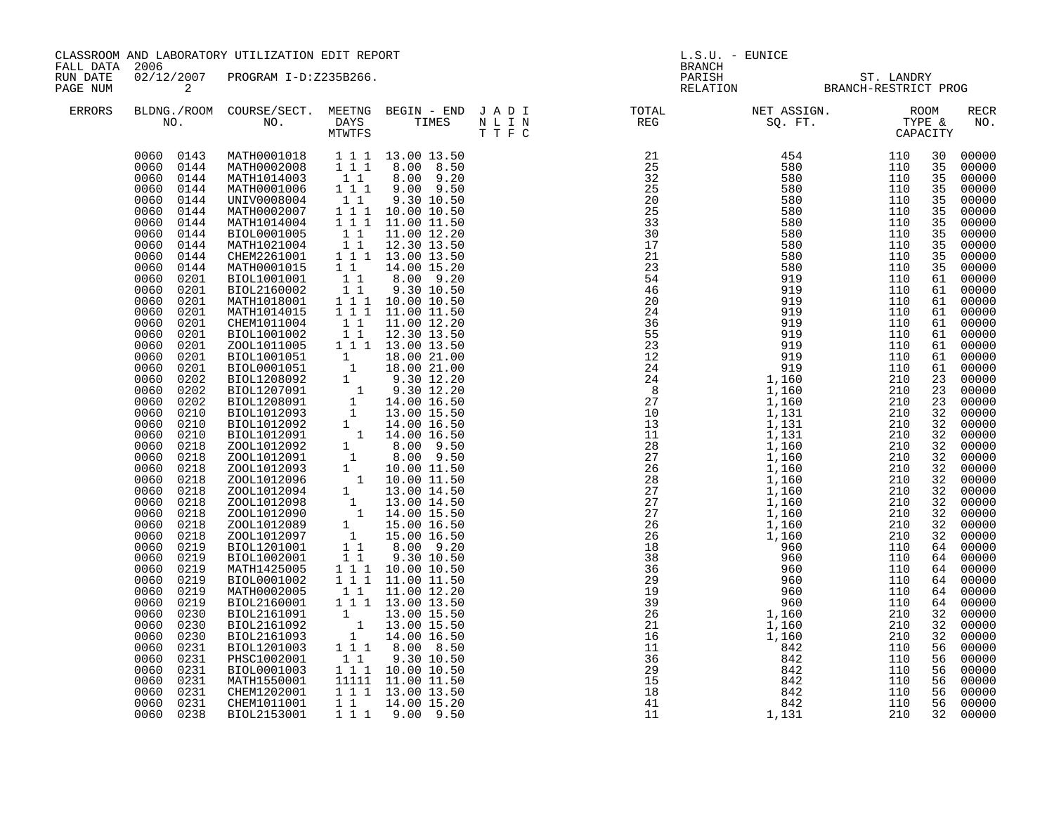CLASSROOM AND LABORATORY UTILIZATION EDIT REPORT
FALL DATA 2006
RUN DATE 02/12/2007 PROGRAM I-D:Z235B266.

L.S.U. - EUNICE
BRANCH
PARISH ST. LANDRY
RELATION BRANCH-RESTRICT PROG

| ERRORS | BLDNG./ROOM NO. | COURSE/SECT. NO. | MEETNG DAYS MTWTFS | BEGIN - END TIMES | J A D I N L I N T T F C | TOTAL REG | NET ASSIGN. SQ. FT. | ROOM TYPE & CAPACITY | | RECR NO. |
|---|---|---|---|---|---|---|---|---|---|---|
| | 0060 0143 | MATH0001018 | 1 1 1 | 13.00 13.50 | | 21 | 454 | 110 | 30 | 00000 |
| | 0060 0144 | MATH0002008 | 1 1 1 | 8.00 8.50 | | 25 | 580 | 110 | 35 | 00000 |
| | 0060 0144 | MATH1014003 | 1 1 | 8.00 9.20 | | 32 | 580 | 110 | 35 | 00000 |
| | 0060 0144 | MATH0001006 | 1 1 1 | 9.00 9.50 | | 25 | 580 | 110 | 35 | 00000 |
| | 0060 0144 | UNIV0008004 | 1 1 | 9.30 10.50 | | 20 | 580 | 110 | 35 | 00000 |
| | 0060 0144 | MATH0002007 | 1 1 1 | 10.00 10.50 | | 25 | 580 | 110 | 35 | 00000 |
| | 0060 0144 | MATH1014004 | 1 1 1 | 11.00 11.50 | | 33 | 580 | 110 | 35 | 00000 |
| | 0060 0144 | BIOL0001005 | 1 1 | 11.00 12.20 | | 30 | 580 | 110 | 35 | 00000 |
| | 0060 0144 | MATH1021004 | 1 1 | 12.30 13.50 | | 17 | 580 | 110 | 35 | 00000 |
| | 0060 0144 | CHEM2261001 | 1 1 1 | 13.00 13.50 | | 21 | 580 | 110 | 35 | 00000 |
| | 0060 0144 | MATH0001015 | 1 1 | 14.00 15.20 | | 23 | 580 | 110 | 35 | 00000 |
| | 0060 0201 | BIOL1001001 | 1 1 | 8.00 9.20 | | 54 | 919 | 110 | 61 | 00000 |
| | 0060 0201 | BIOL2160002 | 1 1 | 9.30 10.50 | | 46 | 919 | 110 | 61 | 00000 |
| | 0060 0201 | MATH1018001 | 1 1 1 | 10.00 10.50 | | 20 | 919 | 110 | 61 | 00000 |
| | 0060 0201 | MATH1014015 | 1 1 1 | 11.00 11.50 | | 24 | 919 | 110 | 61 | 00000 |
| | 0060 0201 | CHEM1011004 | 1 1 | 11.00 12.20 | | 36 | 919 | 110 | 61 | 00000 |
| | 0060 0201 | BIOL1001002 | 1 1 | 12.30 13.50 | | 55 | 919 | 110 | 61 | 00000 |
| | 0060 0201 | ZOOL1011005 | 1 1 1 | 13.00 13.50 | | 23 | 919 | 110 | 61 | 00000 |
| | 0060 0201 | BIOL1001051 | 1 | 18.00 21.00 | | 12 | 919 | 110 | 61 | 00000 |
| | 0060 0201 | BIOL0001051 | 1 | 18.00 21.00 | | 24 | 919 | 110 | 61 | 00000 |
| | 0060 0202 | BIOL1208092 | 1 | 9.30 12.20 | | 24 | 1,160 | 210 | 23 | 00000 |
| | 0060 0202 | BIOL1207091 | 1 | 9.30 12.20 | | 8 | 1,160 | 210 | 23 | 00000 |
| | 0060 0202 | BIOL1208091 | 1 | 14.00 16.50 | | 27 | 1,160 | 210 | 23 | 00000 |
| | 0060 0210 | BIOL1012093 | 1 | 13.00 15.50 | | 10 | 1,131 | 210 | 32 | 00000 |
| | 0060 0210 | BIOL1012092 | 1 | 14.00 16.50 | | 13 | 1,131 | 210 | 32 | 00000 |
| | 0060 0210 | BIOL1012091 | 1 | 14.00 16.50 | | 11 | 1,131 | 210 | 32 | 00000 |
| | 0060 0218 | ZOOL1012092 | 1 | 8.00 9.50 | | 28 | 1,160 | 210 | 32 | 00000 |
| | 0060 0218 | ZOOL1012091 | 1 | 8.00 9.50 | | 27 | 1,160 | 210 | 32 | 00000 |
| | 0060 0218 | ZOOL1012093 | 1 | 10.00 11.50 | | 26 | 1,160 | 210 | 32 | 00000 |
| | 0060 0218 | ZOOL1012096 | 1 | 10.00 11.50 | | 28 | 1,160 | 210 | 32 | 00000 |
| | 0060 0218 | ZOOL1012094 | 1 | 13.00 14.50 | | 27 | 1,160 | 210 | 32 | 00000 |
| | 0060 0218 | ZOOL1012098 | 1 | 13.00 14.50 | | 27 | 1,160 | 210 | 32 | 00000 |
| | 0060 0218 | ZOOL1012090 | 1 | 14.00 15.50 | | 27 | 1,160 | 210 | 32 | 00000 |
| | 0060 0218 | ZOOL1012089 | 1 | 15.00 16.50 | | 26 | 1,160 | 210 | 32 | 00000 |
| | 0060 0218 | ZOOL1012097 | 1 | 15.00 16.50 | | 26 | 1,160 | 210 | 32 | 00000 |
| | 0060 0219 | BIOL1201001 | 1 1 | 8.00 9.20 | | 18 | 960 | 110 | 64 | 00000 |
| | 0060 0219 | BIOL1002001 | 1 1 | 9.30 10.50 | | 38 | 960 | 110 | 64 | 00000 |
| | 0060 0219 | MATH1425005 | 1 1 1 | 10.00 10.50 | | 36 | 960 | 110 | 64 | 00000 |
| | 0060 0219 | BIOL0001002 | 1 1 1 | 11.00 11.50 | | 29 | 960 | 110 | 64 | 00000 |
| | 0060 0219 | MATH0002005 | 1 1 | 11.00 12.20 | | 19 | 960 | 110 | 64 | 00000 |
| | 0060 0219 | BIOL2160001 | 1 1 1 | 13.00 13.50 | | 39 | 960 | 110 | 64 | 00000 |
| | 0060 0230 | BIOL2161091 | 1 | 13.00 15.50 | | 26 | 1,160 | 210 | 32 | 00000 |
| | 0060 0230 | BIOL2161092 | 1 | 13.00 15.50 | | 21 | 1,160 | 210 | 32 | 00000 |
| | 0060 0230 | BIOL2161093 | 1 | 14.00 16.50 | | 16 | 1,160 | 210 | 32 | 00000 |
| | 0060 0231 | BIOL1201003 | 1 1 1 | 8.00 8.50 | | 11 | 842 | 110 | 56 | 00000 |
| | 0060 0231 | PHSC1002001 | 1 1 | 9.30 10.50 | | 36 | 842 | 110 | 56 | 00000 |
| | 0060 0231 | BIOL0001003 | 1 1 1 | 10.00 10.50 | | 29 | 842 | 110 | 56 | 00000 |
| | 0060 0231 | MATH1550001 | 11111 | 11.00 11.50 | | 15 | 842 | 110 | 56 | 00000 |
| | 0060 0231 | CHEM1202001 | 1 1 1 | 13.00 13.50 | | 18 | 842 | 110 | 56 | 00000 |
| | 0060 0231 | CHEM1011001 | 1 1 | 14.00 15.20 | | 41 | 842 | 110 | 56 | 00000 |
| | 0060 0238 | BIOL2153001 | 1 1 1 | 9.00 9.50 | | 11 | 1,131 | 210 | 32 | 00000 |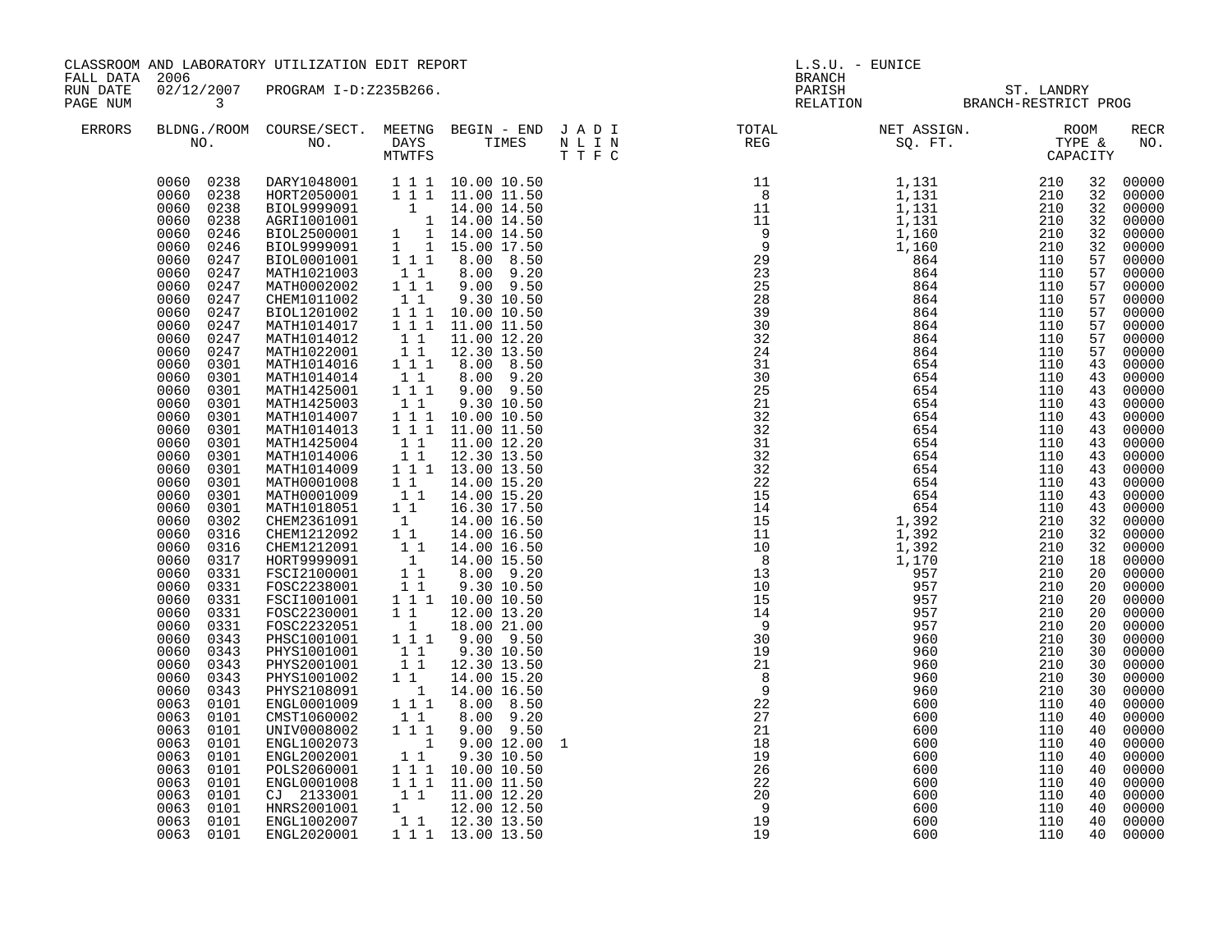CLASSROOM AND LABORATORY UTILIZATION EDIT REPORT
FALL DATA 2006
RUN DATE 02/12/2007 PROGRAM I-D:Z235B266.

L.S.U. - EUNICE
BRANCH
PARISH ST. LANDRY
RELATION BRANCH-RESTRICT PROG

| ERRORS | BLDNG./ROOM NO. | COURSE/SECT. NO. | MEETNG DAYS MTWTFS | BEGIN - END TIMES | J A D I N L I N T T F C | TOTAL REG | NET ASSIGN. SQ. FT. | ROOM TYPE & CAPACITY | | RECR NO. |
|---|---|---|---|---|---|---|---|---|---|---|
| | 0060 0238 | DARY1048001 | 1 1 1 | 10.00 10.50 | | 11 | 1,131 | 210 | 32 | 00000 |
| | 0060 0238 | HORT2050001 | 1 1 1 | 11.00 11.50 | | 8 | 1,131 | 210 | 32 | 00000 |
| | 0060 0238 | BIOL9999091 | 1 | 14.00 14.50 | | 11 | 1,131 | 210 | 32 | 00000 |
| | 0060 0238 | AGRI1001001 | 1 | 14.00 14.50 | | 11 | 1,131 | 210 | 32 | 00000 |
| | 0060 0246 | BIOL2500001 | 1 1 | 14.00 14.50 | | 9 | 1,160 | 210 | 32 | 00000 |
| | 0060 0246 | BIOL9999091 | 1 1 | 15.00 17.50 | | 9 | 1,160 | 210 | 32 | 00000 |
| | 0060 0247 | BIOL0001001 | 1 1 1 | 8.00 8.50 | | 29 | 864 | 110 | 57 | 00000 |
| | 0060 0247 | MATH1021003 | 1 1 | 8.00 9.20 | | 23 | 864 | 110 | 57 | 00000 |
| | 0060 0247 | MATH0002002 | 1 1 1 | 9.00 9.50 | | 25 | 864 | 110 | 57 | 00000 |
| | 0060 0247 | CHEM1011002 | 1 1 | 9.30 10.50 | | 28 | 864 | 110 | 57 | 00000 |
| | 0060 0247 | BIOL1201002 | 1 1 1 | 10.00 10.50 | | 39 | 864 | 110 | 57 | 00000 |
| | 0060 0247 | MATH1014017 | 1 1 1 | 11.00 11.50 | | 30 | 864 | 110 | 57 | 00000 |
| | 0060 0247 | MATH1014012 | 1 1 | 11.00 12.20 | | 32 | 864 | 110 | 57 | 00000 |
| | 0060 0247 | MATH1022001 | 1 1 | 12.30 13.50 | | 24 | 864 | 110 | 57 | 00000 |
| | 0060 0301 | MATH1014016 | 1 1 1 | 8.00 8.50 | | 31 | 654 | 110 | 43 | 00000 |
| | 0060 0301 | MATH1014014 | 1 1 | 8.00 9.20 | | 30 | 654 | 110 | 43 | 00000 |
| | 0060 0301 | MATH1425001 | 1 1 1 | 9.00 9.50 | | 25 | 654 | 110 | 43 | 00000 |
| | 0060 0301 | MATH1425003 | 1 1 | 9.30 10.50 | | 21 | 654 | 110 | 43 | 00000 |
| | 0060 0301 | MATH1014007 | 1 1 1 | 10.00 10.50 | | 32 | 654 | 110 | 43 | 00000 |
| | 0060 0301 | MATH1014013 | 1 1 1 | 11.00 11.50 | | 32 | 654 | 110 | 43 | 00000 |
| | 0060 0301 | MATH1425004 | 1 1 | 11.00 12.20 | | 31 | 654 | 110 | 43 | 00000 |
| | 0060 0301 | MATH1014006 | 1 1 | 12.30 13.50 | | 32 | 654 | 110 | 43 | 00000 |
| | 0060 0301 | MATH1014009 | 1 1 1 | 13.00 13.50 | | 32 | 654 | 110 | 43 | 00000 |
| | 0060 0301 | MATH0001008 | 1 1 | 14.00 15.20 | | 22 | 654 | 110 | 43 | 00000 |
| | 0060 0301 | MATH0001009 | 1 1 | 14.00 15.20 | | 15 | 654 | 110 | 43 | 00000 |
| | 0060 0301 | MATH1018051 | 1 1 | 16.30 17.50 | | 14 | 654 | 110 | 43 | 00000 |
| | 0060 0302 | CHEM2361091 | 1 | 14.00 16.50 | | 15 | 1,392 | 210 | 32 | 00000 |
| | 0060 0316 | CHEM1212092 | 1 1 | 14.00 16.50 | | 11 | 1,392 | 210 | 32 | 00000 |
| | 0060 0316 | CHEM1212091 | 1 1 | 14.00 16.50 | | 10 | 1,392 | 210 | 32 | 00000 |
| | 0060 0317 | HORT9999091 | 1 | 14.00 15.50 | | 8 | 1,170 | 210 | 18 | 00000 |
| | 0060 0331 | FSCI2100001 | 1 1 | 8.00 9.20 | | 13 | 957 | 210 | 20 | 00000 |
| | 0060 0331 | FOSC2238001 | 1 1 | 9.30 10.50 | | 10 | 957 | 210 | 20 | 00000 |
| | 0060 0331 | FSCI1001001 | 1 1 1 | 10.00 10.50 | | 15 | 957 | 210 | 20 | 00000 |
| | 0060 0331 | FOSC2230001 | 1 1 | 12.00 13.20 | | 14 | 957 | 210 | 20 | 00000 |
| | 0060 0331 | FOSC2232051 | 1 | 18.00 21.00 | | 9 | 957 | 210 | 20 | 00000 |
| | 0060 0343 | PHSC1001001 | 1 1 1 | 9.00 9.50 | | 30 | 960 | 210 | 30 | 00000 |
| | 0060 0343 | PHYS1001001 | 1 1 | 9.30 10.50 | | 19 | 960 | 210 | 30 | 00000 |
| | 0060 0343 | PHYS2001001 | 1 1 | 12.30 13.50 | | 21 | 960 | 210 | 30 | 00000 |
| | 0060 0343 | PHYS1001002 | 1 1 | 14.00 15.20 | | 8 | 960 | 210 | 30 | 00000 |
| | 0060 0343 | PHYS2108091 | 1 | 14.00 16.50 | | 9 | 960 | 210 | 30 | 00000 |
| | 0063 0101 | ENGL0001009 | 1 1 1 | 8.00 8.50 | | 22 | 600 | 110 | 40 | 00000 |
| | 0063 0101 | CMST1060002 | 1 1 | 8.00 9.20 | | 27 | 600 | 110 | 40 | 00000 |
| | 0063 0101 | UNIV0008002 | 1 1 1 | 9.00 9.50 | | 21 | 600 | 110 | 40 | 00000 |
| | 0063 0101 | ENGL1002073 | 1 | 9.00 12.00 | 1 | 18 | 600 | 110 | 40 | 00000 |
| | 0063 0101 | ENGL2002001 | 1 1 | 9.30 10.50 | | 19 | 600 | 110 | 40 | 00000 |
| | 0063 0101 | POLS2060001 | 1 1 1 | 10.00 10.50 | | 26 | 600 | 110 | 40 | 00000 |
| | 0063 0101 | ENGL0001008 | 1 1 1 | 11.00 11.50 | | 22 | 600 | 110 | 40 | 00000 |
| | 0063 0101 | CJ 2133001 | 1 1 | 11.00 12.20 | | 20 | 600 | 110 | 40 | 00000 |
| | 0063 0101 | HNRS2001001 | 1 | 12.00 12.50 | | 9 | 600 | 110 | 40 | 00000 |
| | 0063 0101 | ENGL1002007 | 1 1 | 12.30 13.50 | | 19 | 600 | 110 | 40 | 00000 |
| | 0063 0101 | ENGL2020001 | 1 1 1 | 13.00 13.50 | | 19 | 600 | 110 | 40 | 00000 |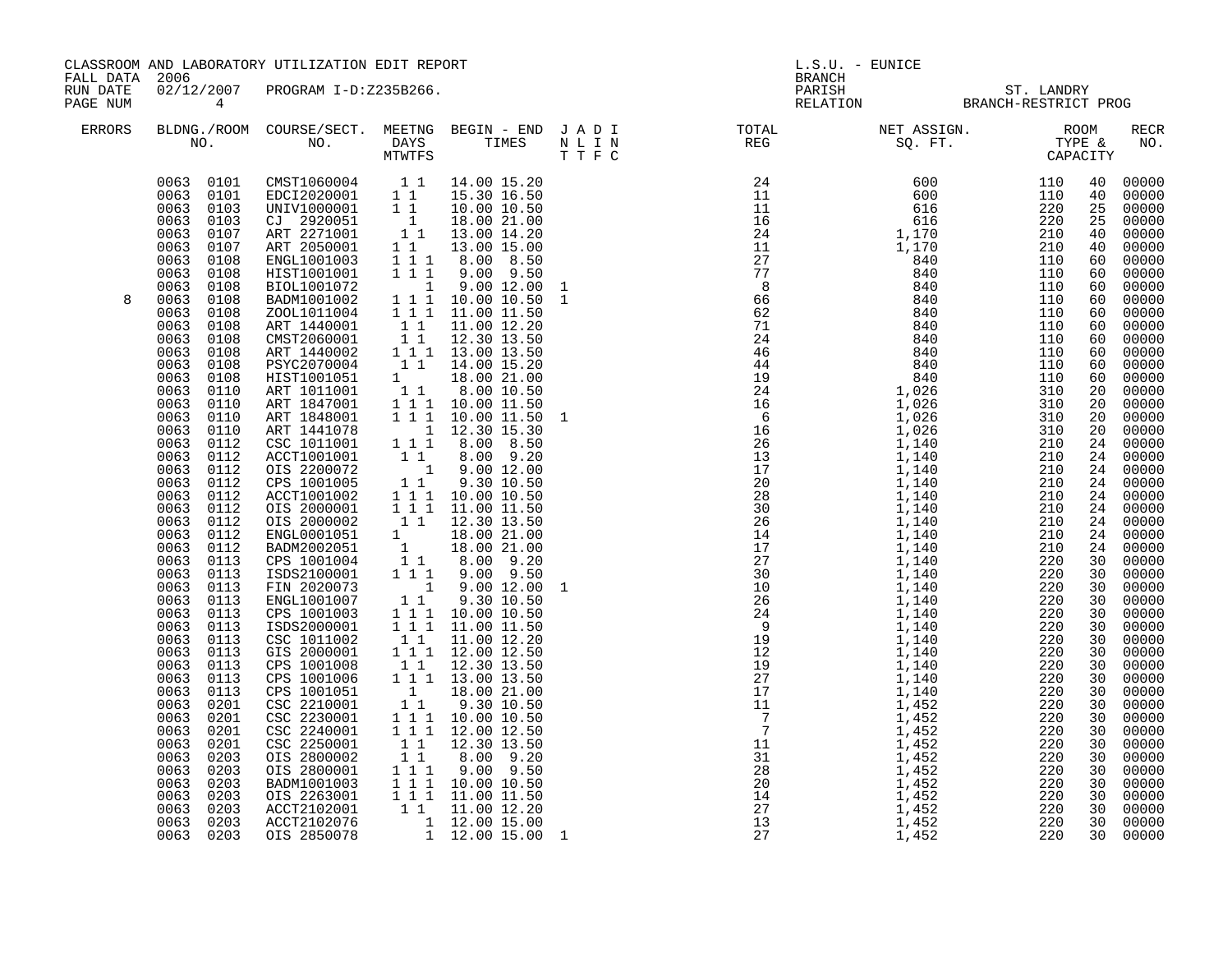CLASSROOM AND LABORATORY UTILIZATION EDIT REPORT
FALL DATA 2006
RUN DATE 02/12/2007 PROGRAM I-D:Z235B266.

L.S.U. - EUNICE
BRANCH
PARISH ST. LANDRY
RELATION BRANCH-RESTRICT PROG

| ERRORS | BLDNG./ROOM NO. | COURSE/SECT. NO. | MEETNG DAYS MTWTFS | BEGIN - END TIMES | J A D I N L I N T T F C | TOTAL REG | NET ASSIGN. SQ. FT. | ROOM TYPE & | CAPACITY | RECR NO. |
|---|---|---|---|---|---|---|---|---|---|---|
| | 0063 0101 | CMST1060004 | 1 1 | 14.00 15.20 | | 24 | 600 | 110 | 40 | 00000 |
| | 0063 0101 | EDCI2020001 | 1 1 | 15.30 16.50 | | 11 | 600 | 110 | 40 | 00000 |
| | 0063 0103 | UNIV1000001 | 1 1 | 10.00 10.50 | | 11 | 616 | 220 | 25 | 00000 |
| | 0063 0103 | CJ 2920051 | 1 | 18.00 21.00 | | 16 | 616 | 220 | 25 | 00000 |
| | 0063 0107 | ART 2271001 | 1 1 | 13.00 14.20 | | 24 | 1,170 | 210 | 40 | 00000 |
| | 0063 0107 | ART 2050001 | 1 1 | 13.00 15.00 | | 11 | 1,170 | 210 | 40 | 00000 |
| | 0063 0108 | ENGL1001003 | 1 1 1 | 8.00 8.50 | | 27 | 840 | 110 | 60 | 00000 |
| | 0063 0108 | HIST1001001 | 1 1 1 | 9.00 9.50 | | 77 | 840 | 110 | 60 | 00000 |
| | 0063 0108 | BIOL1001072 | 1 | 9.00 12.00 | 1 | 8 | 840 | 110 | 60 | 00000 |
| 8 | 0063 0108 | BADM1001002 | 1 1 1 | 10.00 10.50 | 1 | 66 | 840 | 110 | 60 | 00000 |
| | 0063 0108 | ZOOL1011004 | 1 1 1 | 11.00 11.50 | | 62 | 840 | 110 | 60 | 00000 |
| | 0063 0108 | ART 1440001 | 1 1 | 11.00 12.20 | | 71 | 840 | 110 | 60 | 00000 |
| | 0063 0108 | CMST2060001 | 1 1 | 12.30 13.50 | | 24 | 840 | 110 | 60 | 00000 |
| | 0063 0108 | ART 1440002 | 1 1 1 | 13.00 13.50 | | 46 | 840 | 110 | 60 | 00000 |
| | 0063 0108 | PSYC2070004 | 1 1 | 14.00 15.20 | | 44 | 840 | 110 | 60 | 00000 |
| | 0063 0108 | HIST1001051 | 1 | 18.00 21.00 | | 19 | 840 | 110 | 60 | 00000 |
| | 0063 0110 | ART 1011001 | 1 1 | 8.00 10.50 | | 24 | 1,026 | 310 | 20 | 00000 |
| | 0063 0110 | ART 1847001 | 1 1 1 | 10.00 11.50 | | 16 | 1,026 | 310 | 20 | 00000 |
| | 0063 0110 | ART 1848001 | 1 1 1 | 10.00 11.50 | 1 | 6 | 1,026 | 310 | 20 | 00000 |
| | 0063 0110 | ART 1441078 | 1 | 12.30 15.30 | | 16 | 1,026 | 310 | 20 | 00000 |
| | 0063 0112 | CSC 1011001 | 1 1 1 | 8.00 8.50 | | 26 | 1,140 | 210 | 24 | 00000 |
| | 0063 0112 | ACCT1001001 | 1 1 | 8.00 9.20 | | 13 | 1,140 | 210 | 24 | 00000 |
| | 0063 0112 | OIS 2200072 | 1 | 9.00 12.00 | | 17 | 1,140 | 210 | 24 | 00000 |
| | 0063 0112 | CPS 1001005 | 1 1 | 9.30 10.50 | | 20 | 1,140 | 210 | 24 | 00000 |
| | 0063 0112 | ACCT1001002 | 1 1 1 | 10.00 10.50 | | 28 | 1,140 | 210 | 24 | 00000 |
| | 0063 0112 | OIS 2000001 | 1 1 1 | 11.00 11.50 | | 30 | 1,140 | 210 | 24 | 00000 |
| | 0063 0112 | OIS 2000002 | 1 1 | 12.30 13.50 | | 26 | 1,140 | 210 | 24 | 00000 |
| | 0063 0112 | ENGL0001051 | 1 | 18.00 21.00 | | 14 | 1,140 | 210 | 24 | 00000 |
| | 0063 0112 | BADM2002051 | 1 | 18.00 21.00 | | 17 | 1,140 | 210 | 24 | 00000 |
| | 0063 0113 | CPS 1001004 | 1 1 | 8.00 9.20 | | 27 | 1,140 | 220 | 30 | 00000 |
| | 0063 0113 | ISDS2100001 | 1 1 1 | 9.00 9.50 | | 30 | 1,140 | 220 | 30 | 00000 |
| | 0063 0113 | FIN 2020073 | 1 | 9.00 12.00 | 1 | 10 | 1,140 | 220 | 30 | 00000 |
| | 0063 0113 | ENGL1001007 | 1 1 | 9.30 10.50 | | 26 | 1,140 | 220 | 30 | 00000 |
| | 0063 0113 | CPS 1001003 | 1 1 1 | 10.00 10.50 | | 24 | 1,140 | 220 | 30 | 00000 |
| | 0063 0113 | ISDS2000001 | 1 1 1 | 11.00 11.50 | | 9 | 1,140 | 220 | 30 | 00000 |
| | 0063 0113 | CSC 1011002 | 1 1 | 11.00 12.20 | | 19 | 1,140 | 220 | 30 | 00000 |
| | 0063 0113 | GIS 2000001 | 1 1 1 | 12.00 12.50 | | 12 | 1,140 | 220 | 30 | 00000 |
| | 0063 0113 | CPS 1001008 | 1 1 | 12.30 13.50 | | 19 | 1,140 | 220 | 30 | 00000 |
| | 0063 0113 | CPS 1001006 | 1 1 1 | 13.00 13.50 | | 27 | 1,140 | 220 | 30 | 00000 |
| | 0063 0113 | CPS 1001051 | 1 | 18.00 21.00 | | 17 | 1,140 | 220 | 30 | 00000 |
| | 0063 0201 | CSC 2210001 | 1 1 | 9.30 10.50 | | 11 | 1,452 | 220 | 30 | 00000 |
| | 0063 0201 | CSC 2230001 | 1 1 1 | 10.00 10.50 | | 7 | 1,452 | 220 | 30 | 00000 |
| | 0063 0201 | CSC 2240001 | 1 1 1 | 12.00 12.50 | | 7 | 1,452 | 220 | 30 | 00000 |
| | 0063 0201 | CSC 2250001 | 1 1 | 12.30 13.50 | | 11 | 1,452 | 220 | 30 | 00000 |
| | 0063 0203 | OIS 2800002 | 1 1 | 8.00 9.20 | | 31 | 1,452 | 220 | 30 | 00000 |
| | 0063 0203 | OIS 2800001 | 1 1 1 | 9.00 9.50 | | 28 | 1,452 | 220 | 30 | 00000 |
| | 0063 0203 | BADM1001003 | 1 1 1 | 10.00 10.50 | | 20 | 1,452 | 220 | 30 | 00000 |
| | 0063 0203 | OIS 2263001 | 1 1 1 | 11.00 11.50 | | 14 | 1,452 | 220 | 30 | 00000 |
| | 0063 0203 | ACCT2102001 | 1 1 | 11.00 12.20 | | 27 | 1,452 | 220 | 30 | 00000 |
| | 0063 0203 | ACCT2102076 | 1 | 12.00 15.00 | | 13 | 1,452 | 220 | 30 | 00000 |
| | 0063 0203 | OIS 2850078 | 1 | 12.00 15.00 | 1 | 27 | 1,452 | 220 | 30 | 00000 |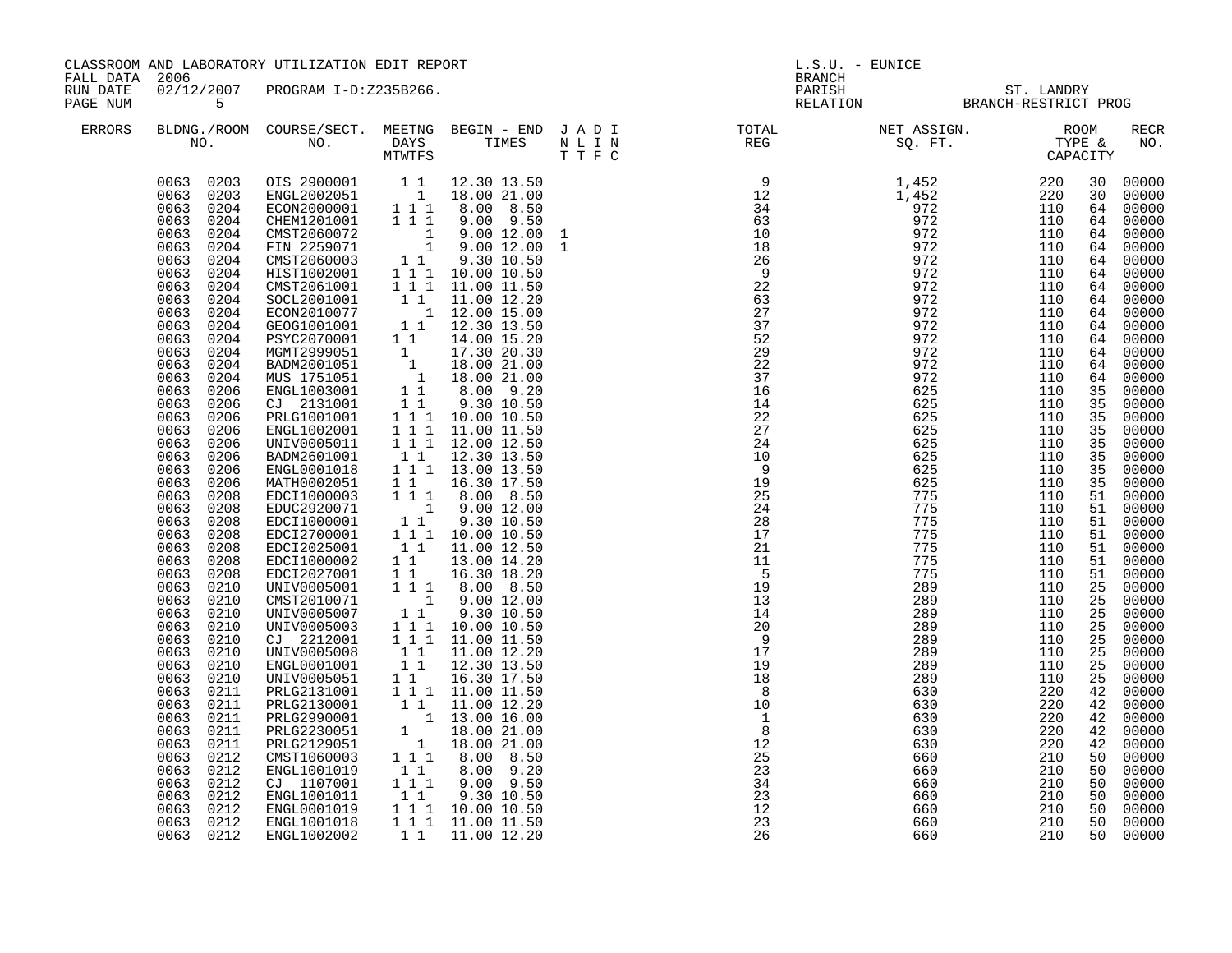CLASSROOM AND LABORATORY UTILIZATION EDIT REPORT
FALL DATA 2006
RUN DATE 02/12/2007 PROGRAM I-D:Z235B266.
PAGE NUM 5

L.S.U. - EUNICE
BRANCH
PARISH ST. LANDRY
RELATION BRANCH-RESTRICT PROG

| ERRORS | BLDNG./ROOM NO. | COURSE/SECT. NO. | MEETNG DAYS MTWTFS | BEGIN - END TIMES | J A D I N L I N T T F C | TOTAL REG | NET ASSIGN. SQ. FT. | ROOM TYPE & CAPACITY | RECR NO. |
|---|---|---|---|---|---|---|---|---|---|
| | 0063 0203 | OIS 2900001 | 1 1 | 12.30 13.50 | | 9 | 1,452 | 220 30 | 00000 |
| | 0063 0203 | ENGL2002051 | 1 | 18.00 21.00 | | 12 | 1,452 | 220 30 | 00000 |
| | 0063 0204 | ECON2000001 | 1 1 1 | 8.00 8.50 | | 34 | 972 | 110 64 | 00000 |
| | 0063 0204 | CHEM1201001 | 1 1 1 | 9.00 9.50 | | 63 | 972 | 110 64 | 00000 |
| | 0063 0204 | CMST2060072 | 1 | 9.00 12.00 | 1 | 10 | 972 | 110 64 | 00000 |
| | 0063 0204 | FIN 2259071 | 1 | 9.00 12.00 | 1 | 18 | 972 | 110 64 | 00000 |
| | 0063 0204 | CMST2060003 | 1 1 | 9.30 10.50 | | 26 | 972 | 110 64 | 00000 |
| | 0063 0204 | HIST1002001 | 1 1 1 | 10.00 10.50 | | 9 | 972 | 110 64 | 00000 |
| | 0063 0204 | CMST2061001 | 1 1 1 | 11.00 11.50 | | 22 | 972 | 110 64 | 00000 |
| | 0063 0204 | SOCL2001001 | 1 1 | 11.00 12.20 | | 63 | 972 | 110 64 | 00000 |
| | 0063 0204 | ECON2010077 | 1 | 12.00 15.00 | | 27 | 972 | 110 64 | 00000 |
| | 0063 0204 | GEOG1001001 | 1 1 | 12.30 13.50 | | 37 | 972 | 110 64 | 00000 |
| | 0063 0204 | PSYC2070001 | 1 1 | 14.00 15.20 | | 52 | 972 | 110 64 | 00000 |
| | 0063 0204 | MGMT2999051 | 1 | 17.30 20.30 | | 29 | 972 | 110 64 | 00000 |
| | 0063 0204 | BADM2001051 | 1 | 18.00 21.00 | | 22 | 972 | 110 64 | 00000 |
| | 0063 0204 | MUS 1751051 | 1 | 18.00 21.00 | | 37 | 972 | 110 64 | 00000 |
| | 0063 0206 | ENGL1003001 | 1 1 | 8.00 9.20 | | 16 | 625 | 110 35 | 00000 |
| | 0063 0206 | CJ 2131001 | 1 1 | 9.30 10.50 | | 14 | 625 | 110 35 | 00000 |
| | 0063 0206 | PRLG1001001 | 1 1 1 | 10.00 10.50 | | 22 | 625 | 110 35 | 00000 |
| | 0063 0206 | ENGL1002001 | 1 1 1 | 11.00 11.50 | | 27 | 625 | 110 35 | 00000 |
| | 0063 0206 | UNIV0005011 | 1 1 1 | 12.00 12.50 | | 24 | 625 | 110 35 | 00000 |
| | 0063 0206 | BADM2601001 | 1 1 | 12.30 13.50 | | 10 | 625 | 110 35 | 00000 |
| | 0063 0206 | ENGL0001018 | 1 1 1 | 13.00 13.50 | | 9 | 625 | 110 35 | 00000 |
| | 0063 0206 | MATH0002051 | 1 1 | 16.30 17.50 | | 19 | 625 | 110 35 | 00000 |
| | 0063 0208 | EDCI1000003 | 1 1 1 | 8.00 8.50 | | 25 | 775 | 110 51 | 00000 |
| | 0063 0208 | EDUC2920071 | 1 | 9.00 12.00 | | 24 | 775 | 110 51 | 00000 |
| | 0063 0208 | EDCI1000001 | 1 1 | 9.30 10.50 | | 28 | 775 | 110 51 | 00000 |
| | 0063 0208 | EDCI2700001 | 1 1 1 | 10.00 10.50 | | 17 | 775 | 110 51 | 00000 |
| | 0063 0208 | EDCI2025001 | 1 1 | 11.00 12.50 | | 21 | 775 | 110 51 | 00000 |
| | 0063 0208 | EDCI1000002 | 1 1 | 13.00 14.20 | | 11 | 775 | 110 51 | 00000 |
| | 0063 0208 | EDCI2027001 | 1 1 | 16.30 18.20 | | 5 | 775 | 110 51 | 00000 |
| | 0063 0210 | UNIV0005001 | 1 1 1 | 8.00 8.50 | | 19 | 289 | 110 25 | 00000 |
| | 0063 0210 | CMST2010071 | 1 | 9.00 12.00 | | 13 | 289 | 110 25 | 00000 |
| | 0063 0210 | UNIV0005007 | 1 1 | 9.30 10.50 | | 14 | 289 | 110 25 | 00000 |
| | 0063 0210 | UNIV0005003 | 1 1 1 | 10.00 10.50 | | 20 | 289 | 110 25 | 00000 |
| | 0063 0210 | CJ 2212001 | 1 1 1 | 11.00 11.50 | | 9 | 289 | 110 25 | 00000 |
| | 0063 0210 | UNIV0005008 | 1 1 | 11.00 12.20 | | 17 | 289 | 110 25 | 00000 |
| | 0063 0210 | ENGL0001001 | 1 1 | 12.30 13.50 | | 19 | 289 | 110 25 | 00000 |
| | 0063 0210 | UNIV0005051 | 1 1 | 16.30 17.50 | | 18 | 289 | 110 25 | 00000 |
| | 0063 0211 | PRLG2131001 | 1 1 1 | 11.00 11.50 | | 8 | 630 | 220 42 | 00000 |
| | 0063 0211 | PRLG2130001 | 1 1 | 11.00 12.20 | | 10 | 630 | 220 42 | 00000 |
| | 0063 0211 | PRLG2990001 | 1 | 13.00 16.00 | | 1 | 630 | 220 42 | 00000 |
| | 0063 0211 | PRLG2230051 | 1 | 18.00 21.00 | | 8 | 630 | 220 42 | 00000 |
| | 0063 0211 | PRLG2129051 | 1 | 18.00 21.00 | | 12 | 630 | 220 42 | 00000 |
| | 0063 0212 | CMST1060003 | 1 1 1 | 8.00 8.50 | | 25 | 660 | 210 50 | 00000 |
| | 0063 0212 | ENGL1001019 | 1 1 | 8.00 9.20 | | 23 | 660 | 210 50 | 00000 |
| | 0063 0212 | CJ 1107001 | 1 1 1 | 9.00 9.50 | | 34 | 660 | 210 50 | 00000 |
| | 0063 0212 | ENGL1001011 | 1 1 | 9.30 10.50 | | 23 | 660 | 210 50 | 00000 |
| | 0063 0212 | ENGL0001019 | 1 1 1 | 10.00 10.50 | | 12 | 660 | 210 50 | 00000 |
| | 0063 0212 | ENGL1001018 | 1 1 1 | 11.00 11.50 | | 23 | 660 | 210 50 | 00000 |
| | 0063 0212 | ENGL1002002 | 1 1 | 11.00 12.20 | | 26 | 660 | 210 50 | 00000 |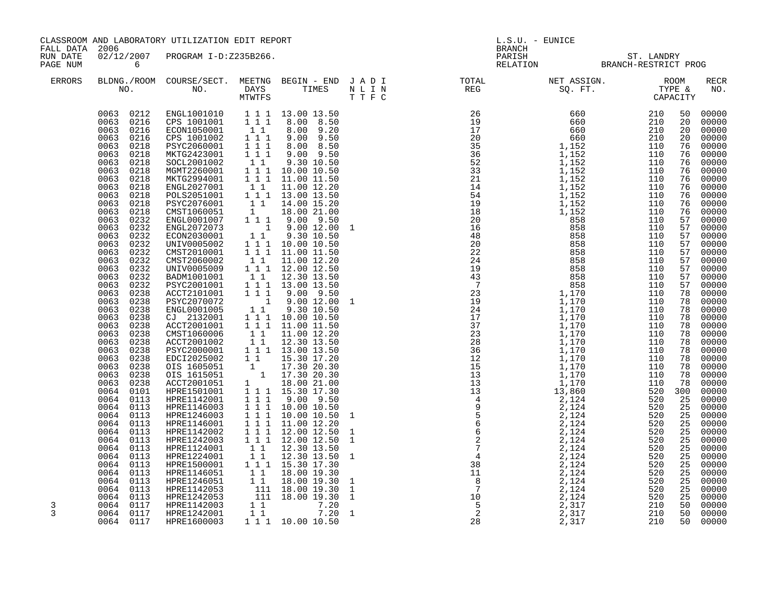CLASSROOM AND LABORATORY UTILIZATION EDIT REPORT
FALL DATA 2006
RUN DATE 02/12/2007 PROGRAM I-D:Z235B266.
PAGE NUM 6

L.S.U. - EUNICE
BRANCH
PARISH ST. LANDRY
RELATION BRANCH-RESTRICT PROG

| ERRORS | BLDNG./ROOM NO. | COURSE/SECT. NO. | MEETNG DAYS MTWTFS | BEGIN - END TIMES | J A D I N L I N T T F C | TOTAL REG | NET ASSIGN. SQ. FT. | ROOM TYPE & | CAPACITY | RECR NO. |
|---|---|---|---|---|---|---|---|---|---|---|
| | 0063 0212 | ENGL1001010 | 1 1 1 | 13.00 13.50 | | 26 | 660 | 210 | 50 | 00000 |
| | 0063 0216 | CPS 1001001 | 1 1 1 | 8.00 8.50 | | 19 | 660 | 210 | 20 | 00000 |
| | 0063 0216 | ECON1050001 | 1 1 | 8.00 9.20 | | 17 | 660 | 210 | 20 | 00000 |
| | 0063 0216 | CPS 1001002 | 1 1 1 | 9.00 9.50 | | 20 | 660 | 210 | 20 | 00000 |
| | 0063 0218 | PSYC2060001 | 1 1 1 | 8.00 8.50 | | 35 | 1,152 | 110 | 76 | 00000 |
| | 0063 0218 | MKTG2423001 | 1 1 1 | 9.00 9.50 | | 36 | 1,152 | 110 | 76 | 00000 |
| | 0063 0218 | SOCL2001002 | 1 1 | 9.30 10.50 | | 52 | 1,152 | 110 | 76 | 00000 |
| | 0063 0218 | MGMT2260001 | 1 1 1 | 10.00 10.50 | | 33 | 1,152 | 110 | 76 | 00000 |
| | 0063 0218 | MKTG2994001 | 1 1 1 | 11.00 11.50 | | 21 | 1,152 | 110 | 76 | 00000 |
| | 0063 0218 | ENGL2027001 | 1 1 | 11.00 12.20 | | 14 | 1,152 | 110 | 76 | 00000 |
| | 0063 0218 | POLS2051001 | 1 1 1 | 13.00 13.50 | | 54 | 1,152 | 110 | 76 | 00000 |
| | 0063 0218 | PSYC2076001 | 1 1 | 14.00 15.20 | | 19 | 1,152 | 110 | 76 | 00000 |
| | 0063 0218 | CMST1060051 | 1 | 18.00 21.00 | | 18 | 1,152 | 110 | 76 | 00000 |
| | 0063 0232 | ENGL0001007 | 1 1 1 | 9.00 9.50 | | 20 | 858 | 110 | 57 | 00000 |
| | 0063 0232 | ENGL2072073 | 1 | 9.00 12.00 | 1 | 16 | 858 | 110 | 57 | 00000 |
| | 0063 0232 | ECON2030001 | 1 1 | 9.30 10.50 | | 48 | 858 | 110 | 57 | 00000 |
| | 0063 0232 | UNIV0005002 | 1 1 1 | 10.00 10.50 | | 20 | 858 | 110 | 57 | 00000 |
| | 0063 0232 | CMST2010001 | 1 1 1 | 11.00 11.50 | | 22 | 858 | 110 | 57 | 00000 |
| | 0063 0232 | CMST2060002 | 1 1 | 11.00 12.20 | | 24 | 858 | 110 | 57 | 00000 |
| | 0063 0232 | UNIV0005009 | 1 1 1 | 12.00 12.50 | | 19 | 858 | 110 | 57 | 00000 |
| | 0063 0232 | BADM1001001 | 1 1 | 12.30 13.50 | | 43 | 858 | 110 | 57 | 00000 |
| | 0063 0232 | PSYC2001001 | 1 1 1 | 13.00 13.50 | | 7 | 858 | 110 | 57 | 00000 |
| | 0063 0238 | ACCT2101001 | 1 1 1 | 9.00 9.50 | | 23 | 1,170 | 110 | 78 | 00000 |
| | 0063 0238 | PSYC2070072 | 1 | 9.00 12.00 | 1 | 19 | 1,170 | 110 | 78 | 00000 |
| | 0063 0238 | ENGL0001005 | 1 1 | 9.30 10.50 | | 24 | 1,170 | 110 | 78 | 00000 |
| | 0063 0238 | CJ 2132001 | 1 1 1 | 10.00 10.50 | | 17 | 1,170 | 110 | 78 | 00000 |
| | 0063 0238 | ACCT2001001 | 1 1 1 | 11.00 11.50 | | 37 | 1,170 | 110 | 78 | 00000 |
| | 0063 0238 | CMST1060006 | 1 1 | 11.00 12.20 | | 23 | 1,170 | 110 | 78 | 00000 |
| | 0063 0238 | ACCT2001002 | 1 1 | 12.30 13.50 | | 28 | 1,170 | 110 | 78 | 00000 |
| | 0063 0238 | PSYC2000001 | 1 1 1 | 13.00 13.50 | | 36 | 1,170 | 110 | 78 | 00000 |
| | 0063 0238 | EDCI2025002 | 1 1 | 15.30 17.20 | | 12 | 1,170 | 110 | 78 | 00000 |
| | 0063 0238 | OIS 1605051 | 1 | 17.30 20.30 | | 15 | 1,170 | 110 | 78 | 00000 |
| | 0063 0238 | OIS 1615051 | 1 | 17.30 20.30 | | 13 | 1,170 | 110 | 78 | 00000 |
| | 0063 0238 | ACCT2001051 | 1 | 18.00 21.00 | | 13 | 1,170 | 110 | 78 | 00000 |
| | 0064 0101 | HPRE1501001 | 1 1 1 | 15.30 17.30 | | 13 | 13,860 | 520 | 300 | 00000 |
| | 0064 0113 | HPRE1142001 | 1 1 1 | 9.00 9.50 | | 4 | 2,124 | 520 | 25 | 00000 |
| | 0064 0113 | HPRE1146003 | 1 1 1 | 10.00 10.50 | | 9 | 2,124 | 520 | 25 | 00000 |
| | 0064 0113 | HPRE1246003 | 1 1 1 | 10.00 10.50 | 1 | 5 | 2,124 | 520 | 25 | 00000 |
| | 0064 0113 | HPRE1146001 | 1 1 1 | 11.00 12.20 | | 6 | 2,124 | 520 | 25 | 00000 |
| | 0064 0113 | HPRE1142002 | 1 1 1 | 12.00 12.50 | 1 | 6 | 2,124 | 520 | 25 | 00000 |
| | 0064 0113 | HPRE1242003 | 1 1 1 | 12.00 12.50 | 1 | 2 | 2,124 | 520 | 25 | 00000 |
| | 0064 0113 | HPRE1124001 | 1 1 | 12.30 13.50 | | 7 | 2,124 | 520 | 25 | 00000 |
| | 0064 0113 | HPRE1224001 | 1 1 | 12.30 13.50 | 1 | 4 | 2,124 | 520 | 25 | 00000 |
| | 0064 0113 | HPRE1500001 | 1 1 1 | 15.30 17.30 | | 38 | 2,124 | 520 | 25 | 00000 |
| | 0064 0113 | HPRE1146051 | 1 1 | 18.00 19.30 | | 11 | 2,124 | 520 | 25 | 00000 |
| | 0064 0113 | HPRE1246051 | 1 1 | 18.00 19.30 | 1 | 8 | 2,124 | 520 | 25 | 00000 |
| | 0064 0113 | HPRE1142053 | 111 | 18.00 19.30 | 1 | 7 | 2,124 | 520 | 25 | 00000 |
| | 0064 0113 | HPRE1242053 | 111 | 18.00 19.30 | 1 | 10 | 2,124 | 520 | 25 | 00000 |
| 3 | 0064 0117 | HPRE1142003 | 1 1 | 7.20 | | 5 | 2,317 | 210 | 50 | 00000 |
| 3 | 0064 0117 | HPRE1242001 | 1 1 | 7.20 | 1 | 2 | 2,317 | 210 | 50 | 00000 |
| | 0064 0117 | HPRE1600003 | 1 1 1 | 10.00 10.50 | | 28 | 2,317 | 210 | 50 | 00000 |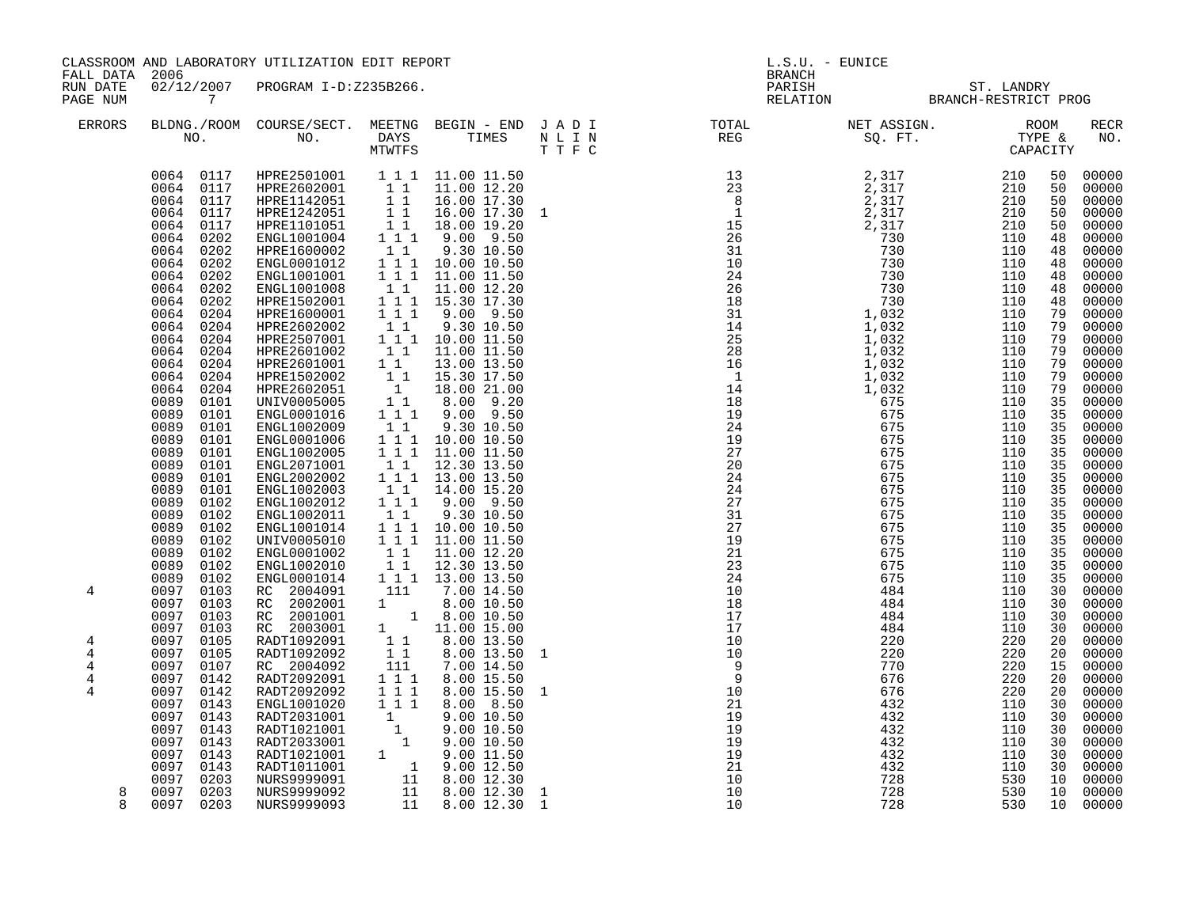CLASSROOM AND LABORATORY UTILIZATION EDIT REPORT
FALL DATA 2006
RUN DATE 02/12/2007 PROGRAM I-D:Z235B266.
PAGE NUM 7

L.S.U. - EUNICE
BRANCH
PARISH ST. LANDRY
RELATION BRANCH-RESTRICT PROG

| ERRORS | BLDNG./ROOM NO. | COURSE/SECT. NO. | MEETNG DAYS MTWTFS | BEGIN - END TIMES | J A D I N L I N T T F C | TOTAL REG | NET ASSIGN. SQ. FT. | ROOM TYPE & CAPACITY | | RECR NO. |
|---|---|---|---|---|---|---|---|---|---|---|
| | 0064 0117 | HPRE2501001 | 1 1 1 | 11.00 11.50 | | 13 | 2,317 | 210 | 50 | 00000 |
| | 0064 0117 | HPRE2602001 | 1 1 | 11.00 12.20 | | 23 | 2,317 | 210 | 50 | 00000 |
| | 0064 0117 | HPRE1142051 | 1 1 | 16.00 17.30 | | 8 | 2,317 | 210 | 50 | 00000 |
| | 0064 0117 | HPRE1242051 | 1 1 | 16.00 17.30 | 1 | 1 | 2,317 | 210 | 50 | 00000 |
| | 0064 0117 | HPRE1101051 | 1 1 | 18.00 19.20 | | 15 | 2,317 | 210 | 50 | 00000 |
| | 0064 0202 | ENGL1001004 | 1 1 1 | 9.00 9.50 | | 26 | 730 | 110 | 48 | 00000 |
| | 0064 0202 | HPRE1600002 | 1 1 | 9.30 10.50 | | 31 | 730 | 110 | 48 | 00000 |
| | 0064 0202 | ENGL0001012 | 1 1 1 | 10.00 10.50 | | 10 | 730 | 110 | 48 | 00000 |
| | 0064 0202 | ENGL1001001 | 1 1 1 | 11.00 11.50 | | 24 | 730 | 110 | 48 | 00000 |
| | 0064 0202 | ENGL1001008 | 1 1 | 11.00 12.20 | | 26 | 730 | 110 | 48 | 00000 |
| | 0064 0202 | HPRE1502001 | 1 1 1 | 15.30 17.30 | | 18 | 730 | 110 | 48 | 00000 |
| | 0064 0204 | HPRE1600001 | 1 1 1 | 9.00 9.50 | | 31 | 1,032 | 110 | 79 | 00000 |
| | 0064 0204 | HPRE2602002 | 1 1 | 9.30 10.50 | | 14 | 1,032 | 110 | 79 | 00000 |
| | 0064 0204 | HPRE2507001 | 1 1 1 | 10.00 11.50 | | 25 | 1,032 | 110 | 79 | 00000 |
| | 0064 0204 | HPRE2601002 | 1 1 | 11.00 11.50 | | 28 | 1,032 | 110 | 79 | 00000 |
| | 0064 0204 | HPRE2601001 | 1 1 | 13.00 13.50 | | 16 | 1,032 | 110 | 79 | 00000 |
| | 0064 0204 | HPRE1502002 | 1 1 | 15.30 17.50 | | 1 | 1,032 | 110 | 79 | 00000 |
| | 0064 0204 | HPRE2602051 | 1 | 18.00 21.00 | | 14 | 1,032 | 110 | 79 | 00000 |
| | 0089 0101 | UNIV0005005 | 1 1 | 8.00 9.20 | | 18 | 675 | 110 | 35 | 00000 |
| | 0089 0101 | ENGL0001016 | 1 1 1 | 9.00 9.50 | | 19 | 675 | 110 | 35 | 00000 |
| | 0089 0101 | ENGL1002009 | 1 1 | 9.30 10.50 | | 24 | 675 | 110 | 35 | 00000 |
| | 0089 0101 | ENGL0001006 | 1 1 1 | 10.00 10.50 | | 19 | 675 | 110 | 35 | 00000 |
| | 0089 0101 | ENGL1002005 | 1 1 1 | 11.00 11.50 | | 27 | 675 | 110 | 35 | 00000 |
| | 0089 0101 | ENGL2071001 | 1 1 | 12.30 13.50 | | 20 | 675 | 110 | 35 | 00000 |
| | 0089 0101 | ENGL2002002 | 1 1 1 | 13.00 13.50 | | 24 | 675 | 110 | 35 | 00000 |
| | 0089 0101 | ENGL1002003 | 1 1 | 14.00 15.20 | | 24 | 675 | 110 | 35 | 00000 |
| | 0089 0102 | ENGL1002012 | 1 1 1 | 9.00 9.50 | | 27 | 675 | 110 | 35 | 00000 |
| | 0089 0102 | ENGL1002011 | 1 1 | 9.30 10.50 | | 31 | 675 | 110 | 35 | 00000 |
| | 0089 0102 | ENGL1001014 | 1 1 1 | 10.00 10.50 | | 27 | 675 | 110 | 35 | 00000 |
| | 0089 0102 | UNIV0005010 | 1 1 1 | 11.00 11.50 | | 19 | 675 | 110 | 35 | 00000 |
| | 0089 0102 | ENGL0001002 | 1 1 | 11.00 12.20 | | 21 | 675 | 110 | 35 | 00000 |
| | 0089 0102 | ENGL1002010 | 1 1 | 12.30 13.50 | | 23 | 675 | 110 | 35 | 00000 |
| | 0089 0102 | ENGL0001014 | 1 1 1 | 13.00 13.50 | | 24 | 675 | 110 | 35 | 00000 |
| 4 | 0097 0103 | RC 2004091 | 111 | 7.00 14.50 | | 10 | 484 | 110 | 30 | 00000 |
| | 0097 0103 | RC 2002001 | 1 | 8.00 10.50 | | 18 | 484 | 110 | 30 | 00000 |
| | 0097 0103 | RC 2001001 | 1 | 8.00 10.50 | | 17 | 484 | 110 | 30 | 00000 |
| | 0097 0103 | RC 2003001 | 1 | 11.00 15.00 | | 17 | 484 | 110 | 30 | 00000 |
| 4 | 0097 0105 | RADT1092091 | 1 1 | 8.00 13.50 | | 10 | 220 | 220 | 20 | 00000 |
| 4 | 0097 0105 | RADT1092092 | 1 1 | 8.00 13.50 | 1 | 10 | 220 | 220 | 20 | 00000 |
| 4 | 0097 0107 | RC 2004092 | 111 | 7.00 14.50 | | 9 | 770 | 220 | 15 | 00000 |
| 4 | 0097 0142 | RADT2092091 | 1 1 1 | 8.00 15.50 | | 9 | 676 | 220 | 20 | 00000 |
| 4 | 0097 0142 | RADT2092092 | 1 1 1 | 8.00 15.50 | 1 | 10 | 676 | 220 | 20 | 00000 |
| | 0097 0143 | ENGL1001020 | 1 1 1 | 8.00 8.50 | | 21 | 432 | 110 | 30 | 00000 |
| | 0097 0143 | RADT2031001 | 1 | 9.00 10.50 | | 19 | 432 | 110 | 30 | 00000 |
| | 0097 0143 | RADT1021001 | 1 | 9.00 10.50 | | 19 | 432 | 110 | 30 | 00000 |
| | 0097 0143 | RADT2033001 | 1 | 9.00 10.50 | | 19 | 432 | 110 | 30 | 00000 |
| | 0097 0143 | RADT1021001 | 1 | 9.00 11.50 | | 19 | 432 | 110 | 30 | 00000 |
| | 0097 0143 | RADT1011001 | 1 | 9.00 12.50 | | 21 | 432 | 110 | 30 | 00000 |
| | 0097 0203 | NURS9999091 | 11 | 8.00 12.30 | | 10 | 728 | 530 | 10 | 00000 |
| 8 | 0097 0203 | NURS9999092 | 11 | 8.00 12.30 | 1 | 10 | 728 | 530 | 10 | 00000 |
| 8 | 0097 0203 | NURS9999093 | 11 | 8.00 12.30 | 1 | 10 | 728 | 530 | 10 | 00000 |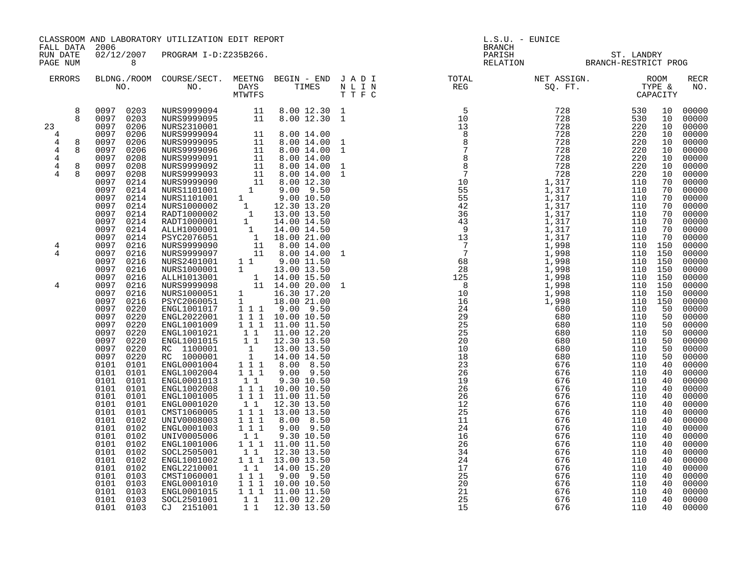CLASSROOM AND LABORATORY UTILIZATION EDIT REPORT
FALL DATA 2006
RUN DATE 02/12/2007 PROGRAM I-D:Z235B266.
PAGE NUM 8

L.S.U. - EUNICE
BRANCH
PARISH ST. LANDRY
RELATION BRANCH-RESTRICT PROG

| ERRORS | BLDNG./ROOM NO. | COURSE/SECT. NO. | MEETNG DAYS MTWTFS | BEGIN - END TIMES | J A D I / N L I N / T T F C | TOTAL REG | NET ASSIGN. SQ. FT. | ROOM TYPE & CAPACITY | RECR NO. |
|---|---|---|---|---|---|---|---|---|---|
| 8 | 0097 0203 | NURS9999094 | 11 | 8.00 12.30 | 1 | 5 | 728 | 530 10 | 00000 |
| 8 | 0097 0203 | NURS9999095 | 11 | 8.00 12.30 | 1 | 10 | 728 | 530 10 | 00000 |
| 23 | 0097 0206 | NURS2310001 | | | | 13 | 728 | 220 10 | 00000 |
| 4 | 0097 0206 | NURS9999094 | 11 | 8.00 14.00 | | 8 | 728 | 220 10 | 00000 |
| 4 8 | 0097 0206 | NURS9999095 | 11 | 8.00 14.00 | 1 | 8 | 728 | 220 10 | 00000 |
| 4 8 | 0097 0206 | NURS9999096 | 11 | 8.00 14.00 | 1 | 7 | 728 | 220 10 | 00000 |
| 4 | 0097 0208 | NURS9999091 | 11 | 8.00 14.00 | | 8 | 728 | 220 10 | 00000 |
| 4 8 | 0097 0208 | NURS9999092 | 11 | 8.00 14.00 | 1 | 8 | 728 | 220 10 | 00000 |
| 4 8 | 0097 0208 | NURS9999093 | 11 | 8.00 14.00 | 1 | 7 | 728 | 220 10 | 00000 |
| | 0097 0214 | NURS9999090 | 11 | 8.00 12.30 | | 10 | 1,317 | 110 70 | 00000 |
| | 0097 0214 | NURS1101001 | 1 | 9.00 9.50 | | 55 | 1,317 | 110 70 | 00000 |
| | 0097 0214 | NURS1101001 | 1 | 9.00 10.50 | | 55 | 1,317 | 110 70 | 00000 |
| | 0097 0214 | NURS1000002 | 1 | 12.30 13.20 | | 42 | 1,317 | 110 70 | 00000 |
| | 0097 0214 | RADT1000002 | 1 | 13.00 13.50 | | 36 | 1,317 | 110 70 | 00000 |
| | 0097 0214 | RADT1000001 | 1 | 14.00 14.50 | | 43 | 1,317 | 110 70 | 00000 |
| | 0097 0214 | ALLH1000001 | 1 | 14.00 14.50 | | 9 | 1,317 | 110 70 | 00000 |
| | 0097 0214 | PSYC2076051 | 1 | 18.00 21.00 | | 13 | 1,317 | 110 70 | 00000 |
| 4 | 0097 0216 | NURS9999090 | 11 | 8.00 14.00 | | 7 | 1,998 | 110 150 | 00000 |
| 4 | 0097 0216 | NURS9999097 | 11 | 8.00 14.00 | 1 | 7 | 1,998 | 110 150 | 00000 |
| | 0097 0216 | NURS2401001 | 1 1 | 9.00 11.50 | | 68 | 1,998 | 110 150 | 00000 |
| | 0097 0216 | NURS1000001 | 1 | 13.00 13.50 | | 28 | 1,998 | 110 150 | 00000 |
| | 0097 0216 | ALLH1013001 | 1 | 14.00 15.50 | | 125 | 1,998 | 110 150 | 00000 |
| 4 | 0097 0216 | NURS9999098 | 11 | 14.00 20.00 | 1 | 8 | 1,998 | 110 150 | 00000 |
| | 0097 0216 | NURS1000051 | 1 | 16.30 17.20 | | 10 | 1,998 | 110 150 | 00000 |
| | 0097 0216 | PSYC2060051 | 1 | 18.00 21.00 | | 16 | 1,998 | 110 150 | 00000 |
| | 0097 0220 | ENGL1001017 | 1 1 1 | 9.00 9.50 | | 24 | 680 | 110 50 | 00000 |
| | 0097 0220 | ENGL2022001 | 1 1 1 | 10.00 10.50 | | 29 | 680 | 110 50 | 00000 |
| | 0097 0220 | ENGL1001009 | 1 1 1 | 11.00 11.50 | | 25 | 680 | 110 50 | 00000 |
| | 0097 0220 | ENGL1001021 | 1 1 | 11.00 12.20 | | 25 | 680 | 110 50 | 00000 |
| | 0097 0220 | ENGL1001015 | 1 1 | 12.30 13.50 | | 20 | 680 | 110 50 | 00000 |
| | 0097 0220 | RC 1100001 | 1 | 13.00 13.50 | | 10 | 680 | 110 50 | 00000 |
| | 0097 0220 | RC 1000001 | 1 | 14.00 14.50 | | 18 | 680 | 110 50 | 00000 |
| | 0101 0101 | ENGL0001004 | 1 1 1 | 8.00 8.50 | | 23 | 676 | 110 40 | 00000 |
| | 0101 0101 | ENGL1002004 | 1 1 1 | 9.00 9.50 | | 26 | 676 | 110 40 | 00000 |
| | 0101 0101 | ENGL0001013 | 1 1 | 9.30 10.50 | | 19 | 676 | 110 40 | 00000 |
| | 0101 0101 | ENGL1002008 | 1 1 1 | 10.00 10.50 | | 26 | 676 | 110 40 | 00000 |
| | 0101 0101 | ENGL1001005 | 1 1 1 | 11.00 11.50 | | 26 | 676 | 110 40 | 00000 |
| | 0101 0101 | ENGL0001020 | 1 1 | 12.30 13.50 | | 12 | 676 | 110 40 | 00000 |
| | 0101 0101 | CMST1060005 | 1 1 1 | 13.00 13.50 | | 25 | 676 | 110 40 | 00000 |
| | 0101 0102 | UNIV0008003 | 1 1 1 | 8.00 8.50 | | 11 | 676 | 110 40 | 00000 |
| | 0101 0102 | ENGL0001003 | 1 1 1 | 9.00 9.50 | | 24 | 676 | 110 40 | 00000 |
| | 0101 0102 | UNIV0005006 | 1 1 | 9.30 10.50 | | 16 | 676 | 110 40 | 00000 |
| | 0101 0102 | ENGL1001006 | 1 1 1 | 11.00 11.50 | | 26 | 676 | 110 40 | 00000 |
| | 0101 0102 | SOCL2505001 | 1 1 | 12.30 13.50 | | 34 | 676 | 110 40 | 00000 |
| | 0101 0102 | ENGL1001002 | 1 1 1 | 13.00 13.50 | | 24 | 676 | 110 40 | 00000 |
| | 0101 0102 | ENGL2210001 | 1 1 | 14.00 15.20 | | 17 | 676 | 110 40 | 00000 |
| | 0101 0103 | CMST1060001 | 1 1 1 | 9.00 9.50 | | 25 | 676 | 110 40 | 00000 |
| | 0101 0103 | ENGL0001010 | 1 1 1 | 10.00 10.50 | | 20 | 676 | 110 40 | 00000 |
| | 0101 0103 | ENGL0001015 | 1 1 1 | 11.00 11.50 | | 21 | 676 | 110 40 | 00000 |
| | 0101 0103 | SOCL2501001 | 1 1 | 11.00 12.20 | | 25 | 676 | 110 40 | 00000 |
| | 0101 0103 | CJ 2151001 | 1 1 | 12.30 13.50 | | 15 | 676 | 110 40 | 00000 |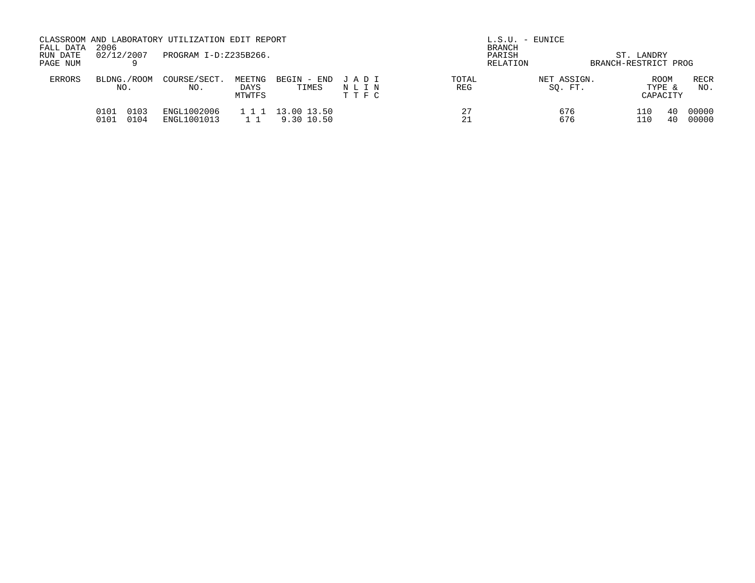CLASSROOM AND LABORATORY UTILIZATION EDIT REPORT
FALL DATA 2006
RUN DATE 02/12/2007 PROGRAM I-D:Z235B266.
PAGE NUM 9

L.S.U. - EUNICE
BRANCH
PARISH ST. LANDRY
RELATION BRANCH-RESTRICT PROG

| ERRORS | BLDNG./ROOM NO. | COURSE/SECT. NO. | MEETNG DAYS MTWTFS | BEGIN - END TIMES | J A D I N L I N T T F C | TOTAL REG | NET ASSIGN. SQ. FT. | ROOM TYPE & CAPACITY | | RECR NO. |
|---|---|---|---|---|---|---|---|---|---|---|
| | 0101 0103 | ENGL1002006 | 1 1 1 | 13.00 13.50 | | 27 | 676 | 110 | 40 | 00000 |
| | 0101 0104 | ENGL1001013 | 1 1 | 9.30 10.50 | | 21 | 676 | 110 | 40 | 00000 |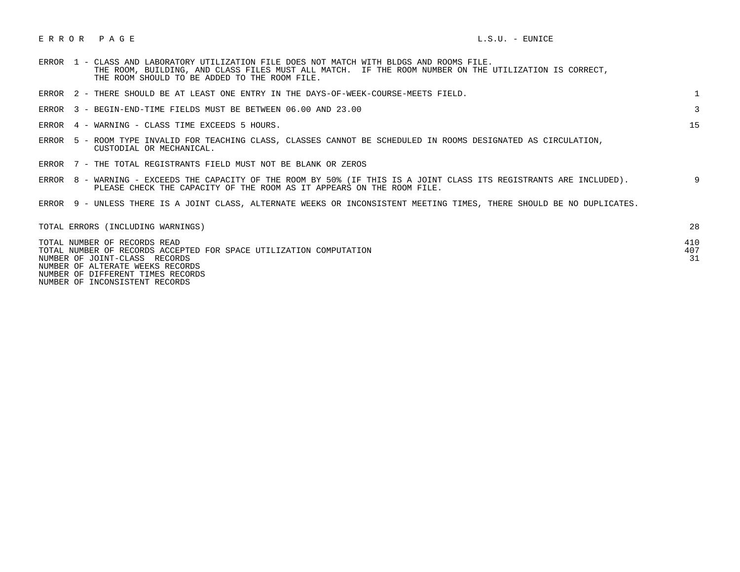E R R O R   P A G E    L.S.U. - EUNICE

| | |
|---|---|
| ERROR 1 - CLASS AND LABORATORY UTILIZATION FILE DOES NOT MATCH WITH BLDGS AND ROOMS FILE. THE ROOM, BUILDING, AND CLASS FILES MUST ALL MATCH. IF THE ROOM NUMBER ON THE UTILIZATION IS CORRECT, THE ROOM SHOULD TO BE ADDED TO THE ROOM FILE. | |
| ERROR 2 - THERE SHOULD BE AT LEAST ONE ENTRY IN THE DAYS-OF-WEEK-COURSE-MEETS FIELD. | 1 |
| ERROR 3 - BEGIN-END-TIME FIELDS MUST BE BETWEEN 06.00 AND 23.00 | 3 |
| ERROR 4 - WARNING - CLASS TIME EXCEEDS 5 HOURS. | 15 |
| ERROR 5 - ROOM TYPE INVALID FOR TEACHING CLASS, CLASSES CANNOT BE SCHEDULED IN ROOMS DESIGNATED AS CIRCULATION, CUSTODIAL OR MECHANICAL. | |
| ERROR 7 - THE TOTAL REGISTRANTS FIELD MUST NOT BE BLANK OR ZEROS | |
| ERROR 8 - WARNING - EXCEEDS THE CAPACITY OF THE ROOM BY 50% (IF THIS IS A JOINT CLASS ITS REGISTRANTS ARE INCLUDED). PLEASE CHECK THE CAPACITY OF THE ROOM AS IT APPEARS ON THE ROOM FILE. | 9 |
| ERROR 9 - UNLESS THERE IS A JOINT CLASS, ALTERNATE WEEKS OR INCONSISTENT MEETING TIMES, THERE SHOULD BE NO DUPLICATES. | |
| TOTAL ERRORS (INCLUDING WARNINGS) | 28 |
| TOTAL NUMBER OF RECORDS READ | 410 |
| TOTAL NUMBER OF RECORDS ACCEPTED FOR SPACE UTILIZATION COMPUTATION | 407 |
| NUMBER OF JOINT-CLASS RECORDS | 31 |
| NUMBER OF ALTERATE WEEKS RECORDS | |
| NUMBER OF DIFFERENT TIMES RECORDS | |
| NUMBER OF INCONSISTENT RECORDS | |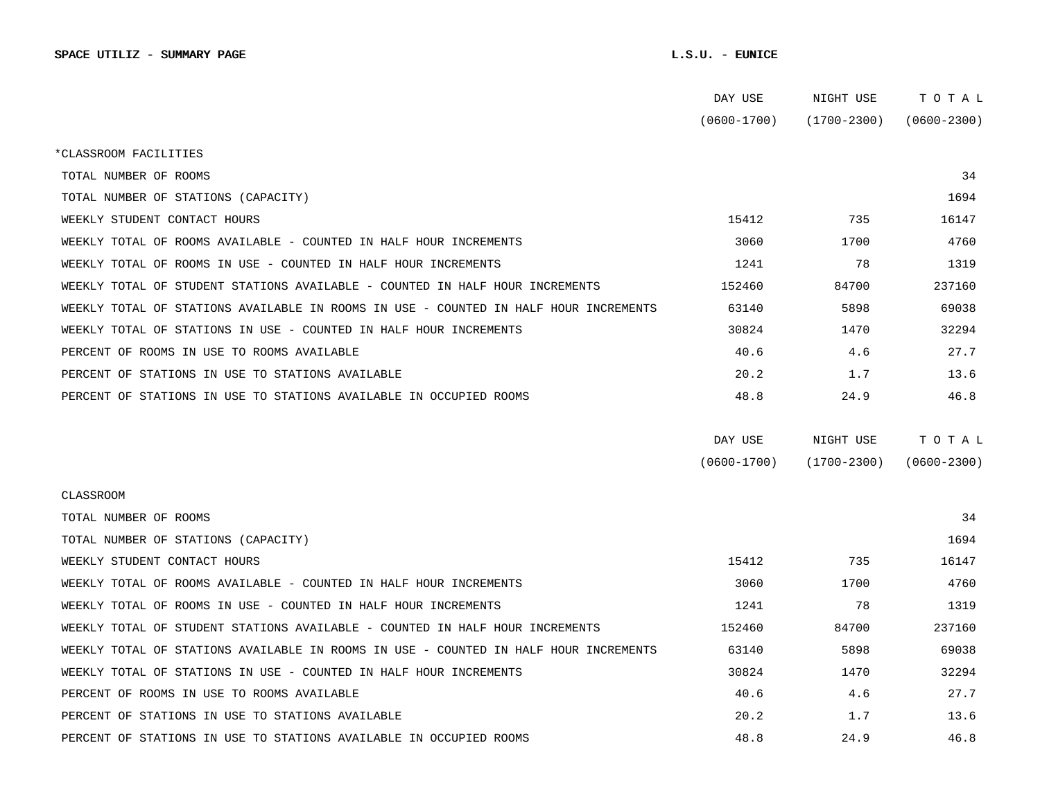**SPACE UTILIZ - SUMMARY PAGE** **L.S.U. - EUNICE**

| | DAY USE (0600-1700) | NIGHT USE (1700-2300) | TOTAL (0600-2300) |
|---|---|---|---|
| *CLASSROOM FACILITIES | | | |
| TOTAL NUMBER OF ROOMS | | | 34 |
| TOTAL NUMBER OF STATIONS (CAPACITY) | | | 1694 |
| WEEKLY STUDENT CONTACT HOURS | 15412 | 735 | 16147 |
| WEEKLY TOTAL OF ROOMS AVAILABLE - COUNTED IN HALF HOUR INCREMENTS | 3060 | 1700 | 4760 |
| WEEKLY TOTAL OF ROOMS IN USE - COUNTED IN HALF HOUR INCREMENTS | 1241 | 78 | 1319 |
| WEEKLY TOTAL OF STUDENT STATIONS AVAILABLE - COUNTED IN HALF HOUR INCREMENTS | 152460 | 84700 | 237160 |
| WEEKLY TOTAL OF STATIONS AVAILABLE IN ROOMS IN USE - COUNTED IN HALF HOUR INCREMENTS | 63140 | 5898 | 69038 |
| WEEKLY TOTAL OF STATIONS IN USE - COUNTED IN HALF HOUR INCREMENTS | 30824 | 1470 | 32294 |
| PERCENT OF ROOMS IN USE TO ROOMS AVAILABLE | 40.6 | 4.6 | 27.7 |
| PERCENT OF STATIONS IN USE TO STATIONS AVAILABLE | 20.2 | 1.7 | 13.6 |
| PERCENT OF STATIONS IN USE TO STATIONS AVAILABLE IN OCCUPIED ROOMS | 48.8 | 24.9 | 46.8 |

| | DAY USE (0600-1700) | NIGHT USE (1700-2300) | TOTAL (0600-2300) |
|---|---|---|---|
| CLASSROOM | | | |
| TOTAL NUMBER OF ROOMS | | | 34 |
| TOTAL NUMBER OF STATIONS (CAPACITY) | | | 1694 |
| WEEKLY STUDENT CONTACT HOURS | 15412 | 735 | 16147 |
| WEEKLY TOTAL OF ROOMS AVAILABLE - COUNTED IN HALF HOUR INCREMENTS | 3060 | 1700 | 4760 |
| WEEKLY TOTAL OF ROOMS IN USE - COUNTED IN HALF HOUR INCREMENTS | 1241 | 78 | 1319 |
| WEEKLY TOTAL OF STUDENT STATIONS AVAILABLE - COUNTED IN HALF HOUR INCREMENTS | 152460 | 84700 | 237160 |
| WEEKLY TOTAL OF STATIONS AVAILABLE IN ROOMS IN USE - COUNTED IN HALF HOUR INCREMENTS | 63140 | 5898 | 69038 |
| WEEKLY TOTAL OF STATIONS IN USE - COUNTED IN HALF HOUR INCREMENTS | 30824 | 1470 | 32294 |
| PERCENT OF ROOMS IN USE TO ROOMS AVAILABLE | 40.6 | 4.6 | 27.7 |
| PERCENT OF STATIONS IN USE TO STATIONS AVAILABLE | 20.2 | 1.7 | 13.6 |
| PERCENT OF STATIONS IN USE TO STATIONS AVAILABLE IN OCCUPIED ROOMS | 48.8 | 24.9 | 46.8 |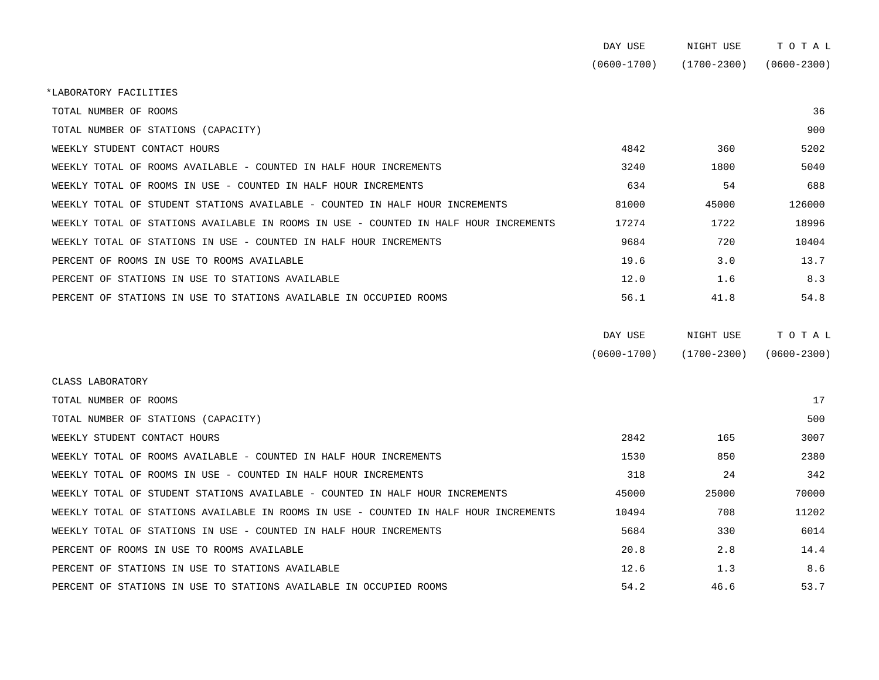| | DAY USE (0600-1700) | NIGHT USE (1700-2300) | T O T A L (0600-2300) |
|---|---|---|---|
| *LABORATORY FACILITIES | | | |
| TOTAL NUMBER OF ROOMS | | | 36 |
| TOTAL NUMBER OF STATIONS (CAPACITY) | | | 900 |
| WEEKLY STUDENT CONTACT HOURS | 4842 | 360 | 5202 |
| WEEKLY TOTAL OF ROOMS AVAILABLE - COUNTED IN HALF HOUR INCREMENTS | 3240 | 1800 | 5040 |
| WEEKLY TOTAL OF ROOMS IN USE - COUNTED IN HALF HOUR INCREMENTS | 634 | 54 | 688 |
| WEEKLY TOTAL OF STUDENT STATIONS AVAILABLE - COUNTED IN HALF HOUR INCREMENTS | 81000 | 45000 | 126000 |
| WEEKLY TOTAL OF STATIONS AVAILABLE IN ROOMS IN USE - COUNTED IN HALF HOUR INCREMENTS | 17274 | 1722 | 18996 |
| WEEKLY TOTAL OF STATIONS IN USE - COUNTED IN HALF HOUR INCREMENTS | 9684 | 720 | 10404 |
| PERCENT OF ROOMS IN USE TO ROOMS AVAILABLE | 19.6 | 3.0 | 13.7 |
| PERCENT OF STATIONS IN USE TO STATIONS AVAILABLE | 12.0 | 1.6 | 8.3 |
| PERCENT OF STATIONS IN USE TO STATIONS AVAILABLE IN OCCUPIED ROOMS | 56.1 | 41.8 | 54.8 |

| | DAY USE (0600-1700) | NIGHT USE (1700-2300) | T O T A L (0600-2300) |
|---|---|---|---|
| CLASS LABORATORY | | | |
| TOTAL NUMBER OF ROOMS | | | 17 |
| TOTAL NUMBER OF STATIONS (CAPACITY) | | | 500 |
| WEEKLY STUDENT CONTACT HOURS | 2842 | 165 | 3007 |
| WEEKLY TOTAL OF ROOMS AVAILABLE - COUNTED IN HALF HOUR INCREMENTS | 1530 | 850 | 2380 |
| WEEKLY TOTAL OF ROOMS IN USE - COUNTED IN HALF HOUR INCREMENTS | 318 | 24 | 342 |
| WEEKLY TOTAL OF STUDENT STATIONS AVAILABLE - COUNTED IN HALF HOUR INCREMENTS | 45000 | 25000 | 70000 |
| WEEKLY TOTAL OF STATIONS AVAILABLE IN ROOMS IN USE - COUNTED IN HALF HOUR INCREMENTS | 10494 | 708 | 11202 |
| WEEKLY TOTAL OF STATIONS IN USE - COUNTED IN HALF HOUR INCREMENTS | 5684 | 330 | 6014 |
| PERCENT OF ROOMS IN USE TO ROOMS AVAILABLE | 20.8 | 2.8 | 14.4 |
| PERCENT OF STATIONS IN USE TO STATIONS AVAILABLE | 12.6 | 1.3 | 8.6 |
| PERCENT OF STATIONS IN USE TO STATIONS AVAILABLE IN OCCUPIED ROOMS | 54.2 | 46.6 | 53.7 |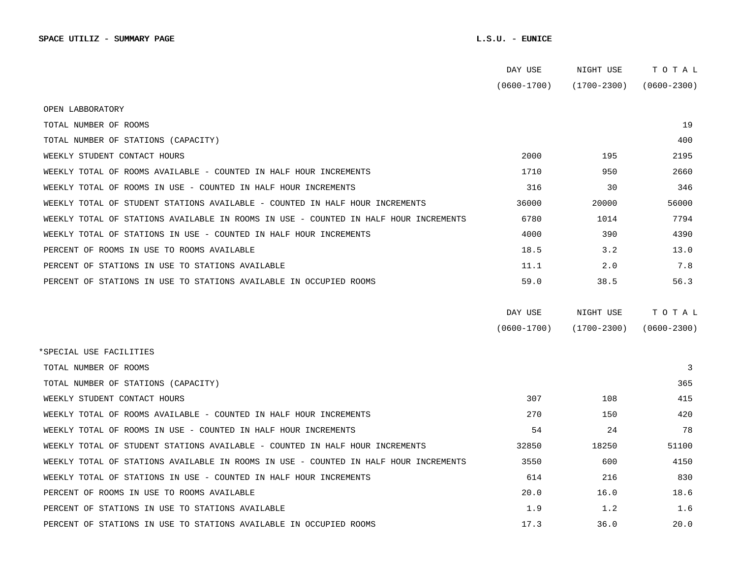**SPACE UTILIZ - SUMMARY PAGE** **L.S.U. - EUNICE**

| | DAY USE (0600-1700) | NIGHT USE (1700-2300) | T O T A L (0600-2300) |
|---|---|---|---|
| OPEN LABBORATORY | | | |
| TOTAL NUMBER OF ROOMS | | | 19 |
| TOTAL NUMBER OF STATIONS (CAPACITY) | | | 400 |
| WEEKLY STUDENT CONTACT HOURS | 2000 | 195 | 2195 |
| WEEKLY TOTAL OF ROOMS AVAILABLE - COUNTED IN HALF HOUR INCREMENTS | 1710 | 950 | 2660 |
| WEEKLY TOTAL OF ROOMS IN USE - COUNTED IN HALF HOUR INCREMENTS | 316 | 30 | 346 |
| WEEKLY TOTAL OF STUDENT STATIONS AVAILABLE - COUNTED IN HALF HOUR INCREMENTS | 36000 | 20000 | 56000 |
| WEEKLY TOTAL OF STATIONS AVAILABLE IN ROOMS IN USE - COUNTED IN HALF HOUR INCREMENTS | 6780 | 1014 | 7794 |
| WEEKLY TOTAL OF STATIONS IN USE - COUNTED IN HALF HOUR INCREMENTS | 4000 | 390 | 4390 |
| PERCENT OF ROOMS IN USE TO ROOMS AVAILABLE | 18.5 | 3.2 | 13.0 |
| PERCENT OF STATIONS IN USE TO STATIONS AVAILABLE | 11.1 | 2.0 | 7.8 |
| PERCENT OF STATIONS IN USE TO STATIONS AVAILABLE IN OCCUPIED ROOMS | 59.0 | 38.5 | 56.3 |

| | DAY USE (0600-1700) | NIGHT USE (1700-2300) | T O T A L (0600-2300) |
|---|---|---|---|
| *SPECIAL USE FACILITIES | | | |
| TOTAL NUMBER OF ROOMS | | | 3 |
| TOTAL NUMBER OF STATIONS (CAPACITY) | | | 365 |
| WEEKLY STUDENT CONTACT HOURS | 307 | 108 | 415 |
| WEEKLY TOTAL OF ROOMS AVAILABLE - COUNTED IN HALF HOUR INCREMENTS | 270 | 150 | 420 |
| WEEKLY TOTAL OF ROOMS IN USE - COUNTED IN HALF HOUR INCREMENTS | 54 | 24 | 78 |
| WEEKLY TOTAL OF STUDENT STATIONS AVAILABLE - COUNTED IN HALF HOUR INCREMENTS | 32850 | 18250 | 51100 |
| WEEKLY TOTAL OF STATIONS AVAILABLE IN ROOMS IN USE - COUNTED IN HALF HOUR INCREMENTS | 3550 | 600 | 4150 |
| WEEKLY TOTAL OF STATIONS IN USE - COUNTED IN HALF HOUR INCREMENTS | 614 | 216 | 830 |
| PERCENT OF ROOMS IN USE TO ROOMS AVAILABLE | 20.0 | 16.0 | 18.6 |
| PERCENT OF STATIONS IN USE TO STATIONS AVAILABLE | 1.9 | 1.2 | 1.6 |
| PERCENT OF STATIONS IN USE TO STATIONS AVAILABLE IN OCCUPIED ROOMS | 17.3 | 36.0 | 20.0 |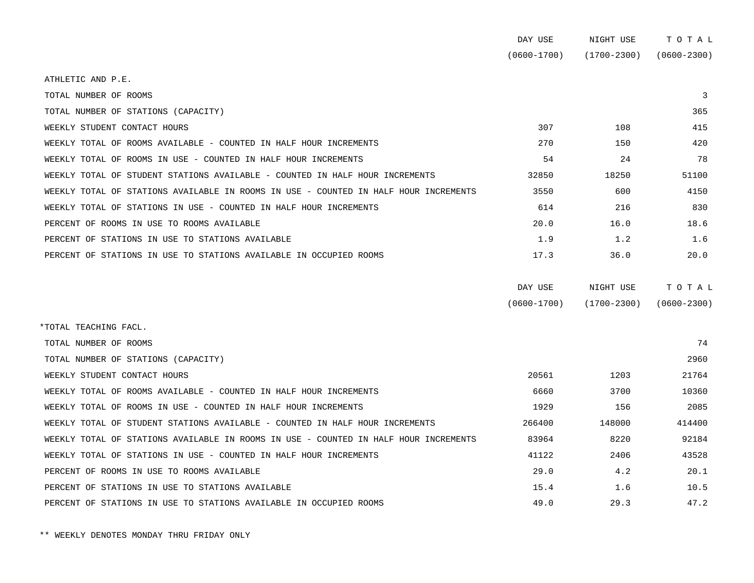| | DAY USE (0600-1700) | NIGHT USE (1700-2300) | T O T A L (0600-2300) |
|---|---|---|---|
| ATHLETIC AND P.E. | | | |
| TOTAL NUMBER OF ROOMS | | | 3 |
| TOTAL NUMBER OF STATIONS (CAPACITY) | | | 365 |
| WEEKLY STUDENT CONTACT HOURS | 307 | 108 | 415 |
| WEEKLY TOTAL OF ROOMS AVAILABLE - COUNTED IN HALF HOUR INCREMENTS | 270 | 150 | 420 |
| WEEKLY TOTAL OF ROOMS IN USE - COUNTED IN HALF HOUR INCREMENTS | 54 | 24 | 78 |
| WEEKLY TOTAL OF STUDENT STATIONS AVAILABLE - COUNTED IN HALF HOUR INCREMENTS | 32850 | 18250 | 51100 |
| WEEKLY TOTAL OF STATIONS AVAILABLE IN ROOMS IN USE - COUNTED IN HALF HOUR INCREMENTS | 3550 | 600 | 4150 |
| WEEKLY TOTAL OF STATIONS IN USE - COUNTED IN HALF HOUR INCREMENTS | 614 | 216 | 830 |
| PERCENT OF ROOMS IN USE TO ROOMS AVAILABLE | 20.0 | 16.0 | 18.6 |
| PERCENT OF STATIONS IN USE TO STATIONS AVAILABLE | 1.9 | 1.2 | 1.6 |
| PERCENT OF STATIONS IN USE TO STATIONS AVAILABLE IN OCCUPIED ROOMS | 17.3 | 36.0 | 20.0 |

| | DAY USE (0600-1700) | NIGHT USE (1700-2300) | T O T A L (0600-2300) |
|---|---|---|---|
| *TOTAL TEACHING FACL. | | | |
| TOTAL NUMBER OF ROOMS | | | 74 |
| TOTAL NUMBER OF STATIONS (CAPACITY) | | | 2960 |
| WEEKLY STUDENT CONTACT HOURS | 20561 | 1203 | 21764 |
| WEEKLY TOTAL OF ROOMS AVAILABLE - COUNTED IN HALF HOUR INCREMENTS | 6660 | 3700 | 10360 |
| WEEKLY TOTAL OF ROOMS IN USE - COUNTED IN HALF HOUR INCREMENTS | 1929 | 156 | 2085 |
| WEEKLY TOTAL OF STUDENT STATIONS AVAILABLE - COUNTED IN HALF HOUR INCREMENTS | 266400 | 148000 | 414400 |
| WEEKLY TOTAL OF STATIONS AVAILABLE IN ROOMS IN USE - COUNTED IN HALF HOUR INCREMENTS | 83964 | 8220 | 92184 |
| WEEKLY TOTAL OF STATIONS IN USE - COUNTED IN HALF HOUR INCREMENTS | 41122 | 2406 | 43528 |
| PERCENT OF ROOMS IN USE TO ROOMS AVAILABLE | 29.0 | 4.2 | 20.1 |
| PERCENT OF STATIONS IN USE TO STATIONS AVAILABLE | 15.4 | 1.6 | 10.5 |
| PERCENT OF STATIONS IN USE TO STATIONS AVAILABLE IN OCCUPIED ROOMS | 49.0 | 29.3 | 47.2 |

** WEEKLY DENOTES MONDAY THRU FRIDAY ONLY